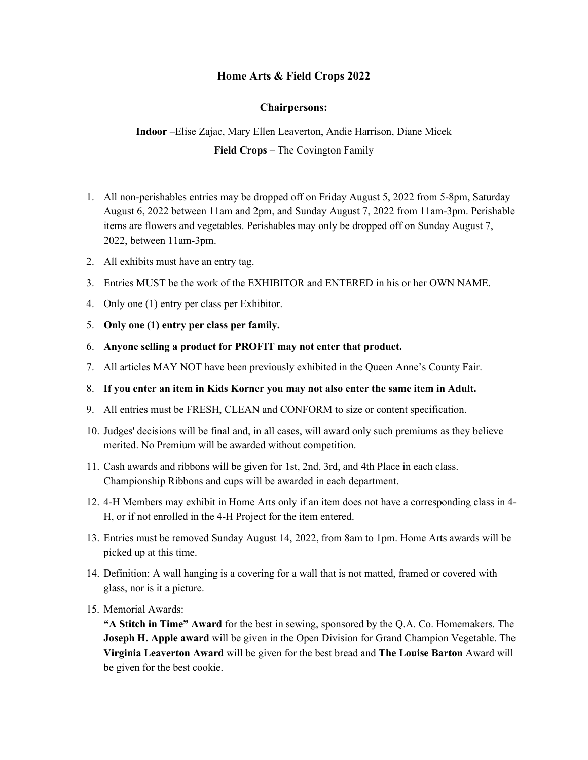# Home Arts & Field Crops 2022

## Chairpersons:

**Indoor** –Elise Zajac, Mary Ellen Leaverton, Andie Harrison, Diane Micek

**Field Crops** – The Covington Family

1. All non-perishables entries may be dropped off on Friday August 5, 2022 from 5-8pm, Saturday August 6, 2022 between 11am and 2pm, and Sunday August 7, 2022 from 11am-3pm. Perishable items are flowers and vegetables. Perishables may only be dropped off on Sunday August 7, 2022, between 11am-3pm.
2. All exhibits must have an entry tag.
3. Entries MUST be the work of the EXHIBITOR and ENTERED in his or her OWN NAME.
4. Only one (1) entry per class per Exhibitor.
5. **Only one (1) entry per class per family.**
6. **Anyone selling a product for PROFIT may not enter that product.**
7. All articles MAY NOT have been previously exhibited in the Queen Anne's County Fair.
8. **If you enter an item in Kids Korner you may not also enter the same item in Adult.**
9. All entries must be FRESH, CLEAN and CONFORM to size or content specification.
10. Judges' decisions will be final and, in all cases, will award only such premiums as they believe merited. No Premium will be awarded without competition.
11. Cash awards and ribbons will be given for 1st, 2nd, 3rd, and 4th Place in each class. Championship Ribbons and cups will be awarded in each department.
12. 4-H Members may exhibit in Home Arts only if an item does not have a corresponding class in 4-H, or if not enrolled in the 4-H Project for the item entered.
13. Entries must be removed Sunday August 14, 2022, from 8am to 1pm. Home Arts awards will be picked up at this time.
14. Definition: A wall hanging is a covering for a wall that is not matted, framed or covered with glass, nor is it a picture.
15. Memorial Awards:
    **"A Stitch in Time" Award** for the best in sewing, sponsored by the Q.A. Co. Homemakers. The **Joseph H. Apple award** will be given in the Open Division for Grand Champion Vegetable. The **Virginia Leaverton Award** will be given for the best bread and **The Louise Barton** Award will be given for the best cookie.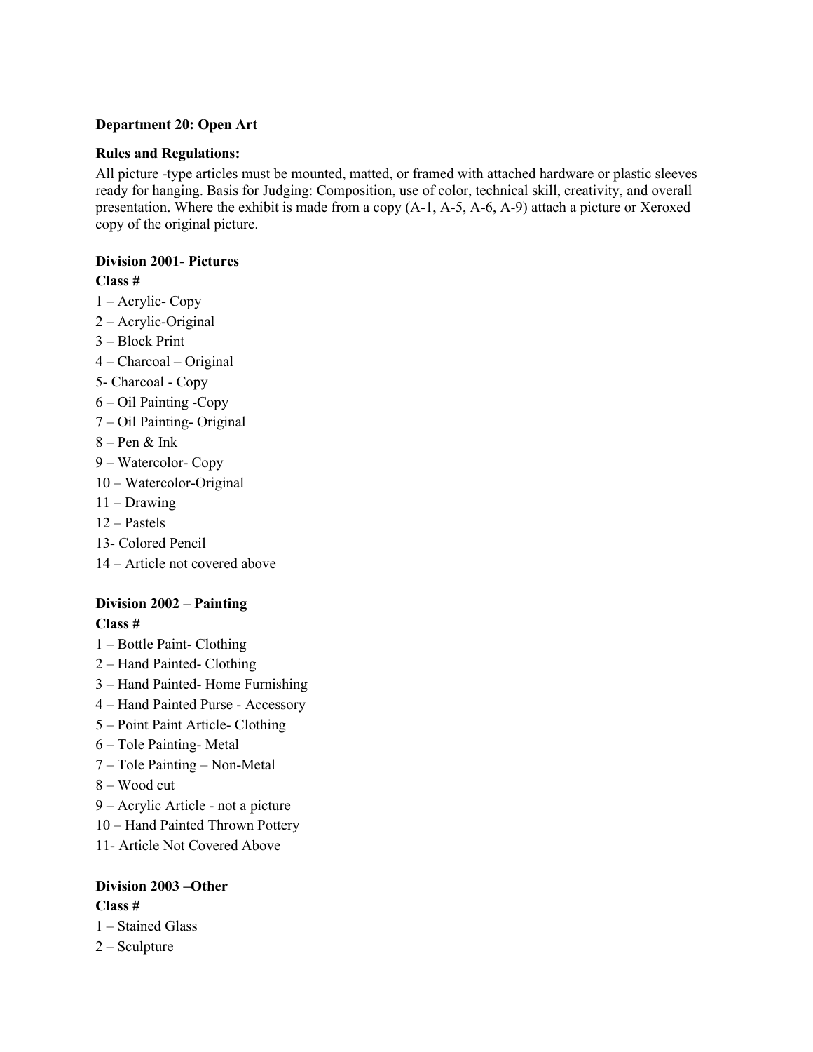**Department 20: Open Art**

**Rules and Regulations:**

All picture -type articles must be mounted, matted, or framed with attached hardware or plastic sleeves ready for hanging. Basis for Judging: Composition, use of color, technical skill, creativity, and overall presentation. Where the exhibit is made from a copy (A-1, A-5, A-6, A-9) attach a picture or Xeroxed copy of the original picture.

**Division 2001- Pictures**

**Class #**

1 – Acrylic- Copy
2 – Acrylic-Original
3 – Block Print
4 – Charcoal – Original
5- Charcoal - Copy
6 – Oil Painting -Copy
7 – Oil Painting- Original
8 – Pen & Ink
9 – Watercolor- Copy
10 – Watercolor-Original
11 – Drawing
12 – Pastels
13- Colored Pencil
14 – Article not covered above

**Division 2002 – Painting**

**Class #**

1 – Bottle Paint- Clothing
2 – Hand Painted- Clothing
3 – Hand Painted- Home Furnishing
4 – Hand Painted Purse - Accessory
5 – Point Paint Article- Clothing
6 – Tole Painting- Metal
7 – Tole Painting – Non-Metal
8 – Wood cut
9 – Acrylic Article - not a picture
10 – Hand Painted Thrown Pottery
11- Article Not Covered Above

**Division 2003 –Other**

**Class #**

1 – Stained Glass
2 – Sculpture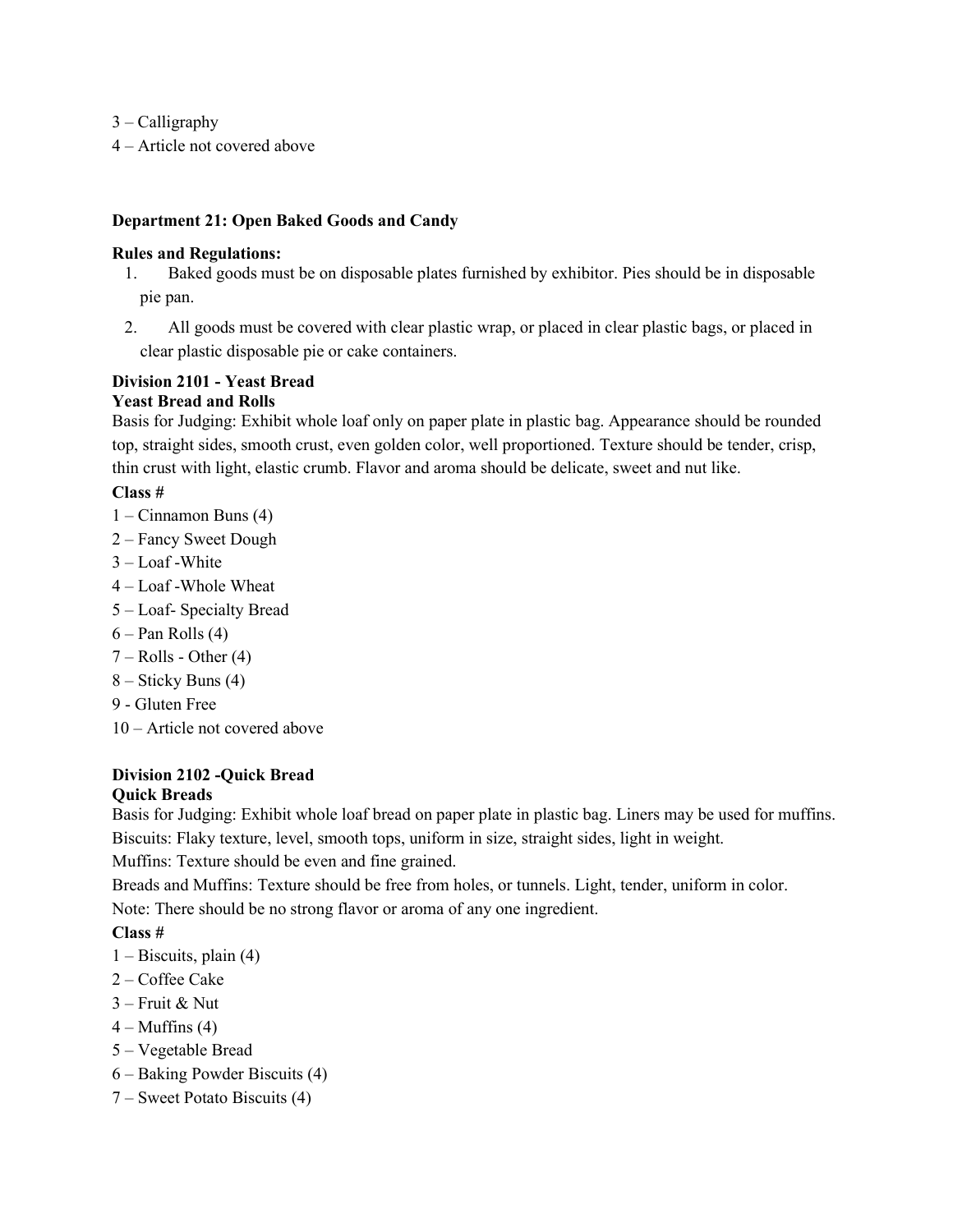3 – Calligraphy

4 – Article not covered above

## Department 21: Open Baked Goods and Candy

**Rules and Regulations:**

1. Baked goods must be on disposable plates furnished by exhibitor. Pies should be in disposable pie pan.
2. All goods must be covered with clear plastic wrap, or placed in clear plastic bags, or placed in clear plastic disposable pie or cake containers.

### Division 2101 - Yeast Bread

**Yeast Bread and Rolls**

Basis for Judging: Exhibit whole loaf only on paper plate in plastic bag. Appearance should be rounded top, straight sides, smooth crust, even golden color, well proportioned. Texture should be tender, crisp, thin crust with light, elastic crumb. Flavor and aroma should be delicate, sweet and nut like.

**Class #**

1 – Cinnamon Buns (4)

2 – Fancy Sweet Dough

3 – Loaf -White

4 – Loaf -Whole Wheat

5 – Loaf- Specialty Bread

6 – Pan Rolls (4)

7 – Rolls - Other (4)

8 – Sticky Buns (4)

9 - Gluten Free

10 – Article not covered above

### Division 2102 -Quick Bread

**Quick Breads**

Basis for Judging: Exhibit whole loaf bread on paper plate in plastic bag. Liners may be used for muffins.

Biscuits: Flaky texture, level, smooth tops, uniform in size, straight sides, light in weight.

Muffins: Texture should be even and fine grained.

Breads and Muffins: Texture should be free from holes, or tunnels. Light, tender, uniform in color.

Note: There should be no strong flavor or aroma of any one ingredient.

**Class #**

1 – Biscuits, plain (4)

2 – Coffee Cake

3 – Fruit & Nut

4 – Muffins (4)

5 – Vegetable Bread

6 – Baking Powder Biscuits (4)

7 – Sweet Potato Biscuits (4)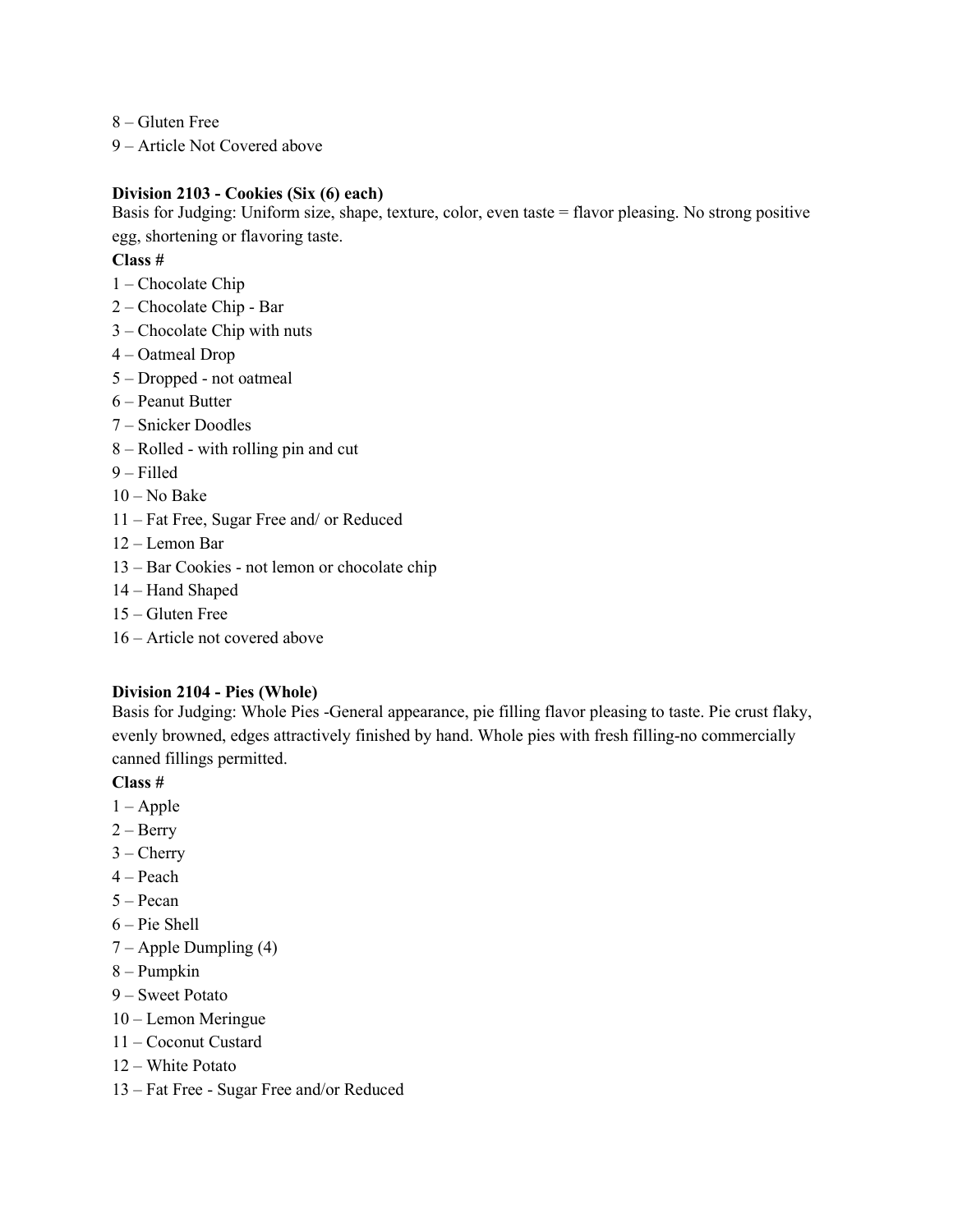8 – Gluten Free

9 – Article Not Covered above

**Division 2103 - Cookies (Six (6) each)**

Basis for Judging: Uniform size, shape, texture, color, even taste = flavor pleasing. No strong positive egg, shortening or flavoring taste.

**Class #**

1 – Chocolate Chip

2 – Chocolate Chip - Bar

3 – Chocolate Chip with nuts

4 – Oatmeal Drop

5 – Dropped - not oatmeal

6 – Peanut Butter

7 – Snicker Doodles

8 – Rolled - with rolling pin and cut

9 – Filled

10 – No Bake

11 – Fat Free, Sugar Free and/ or Reduced

12 – Lemon Bar

13 – Bar Cookies - not lemon or chocolate chip

14 – Hand Shaped

15 – Gluten Free

16 – Article not covered above

**Division 2104 - Pies (Whole)**

Basis for Judging: Whole Pies -General appearance, pie filling flavor pleasing to taste. Pie crust flaky, evenly browned, edges attractively finished by hand. Whole pies with fresh filling-no commercially canned fillings permitted.

**Class #**

1 – Apple

2 – Berry

3 – Cherry

4 – Peach

5 – Pecan

6 – Pie Shell

7 – Apple Dumpling (4)

8 – Pumpkin

9 – Sweet Potato

10 – Lemon Meringue

11 – Coconut Custard

12 – White Potato

13 – Fat Free - Sugar Free and/or Reduced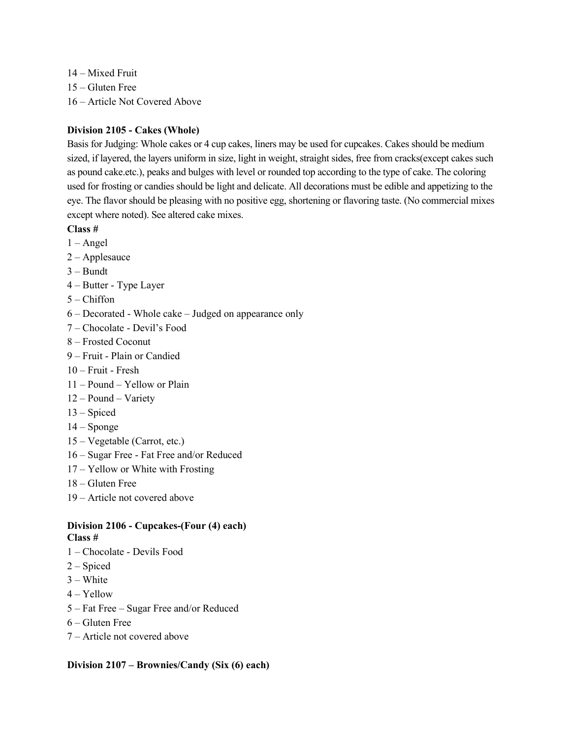14 – Mixed Fruit
15 – Gluten Free
16 – Article Not Covered Above

**Division 2105 - Cakes (Whole)**

Basis for Judging: Whole cakes or 4 cup cakes, liners may be used for cupcakes. Cakes should be medium sized, if layered, the layers uniform in size, light in weight, straight sides, free from cracks(except cakes such as pound cake.etc.), peaks and bulges with level or rounded top according to the type of cake. The coloring used for frosting or candies should be light and delicate. All decorations must be edible and appetizing to the eye. The flavor should be pleasing with no positive egg, shortening or flavoring taste. (No commercial mixes except where noted). See altered cake mixes.

**Class #**

1 – Angel
2 – Applesauce
3 – Bundt
4 – Butter - Type Layer
5 – Chiffon
6 – Decorated - Whole cake – Judged on appearance only
7 – Chocolate - Devil's Food
8 – Frosted Coconut
9 – Fruit - Plain or Candied
10 – Fruit - Fresh
11 – Pound – Yellow or Plain
12 – Pound – Variety
13 – Spiced
14 – Sponge
15 – Vegetable (Carrot, etc.)
16 – Sugar Free - Fat Free and/or Reduced
17 – Yellow or White with Frosting
18 – Gluten Free
19 – Article not covered above

**Division 2106 - Cupcakes-(Four (4) each)**

**Class #**

1 – Chocolate - Devils Food
2 – Spiced
3 – White
4 – Yellow
5 – Fat Free – Sugar Free and/or Reduced
6 – Gluten Free
7 – Article not covered above

**Division 2107 – Brownies/Candy (Six (6) each)**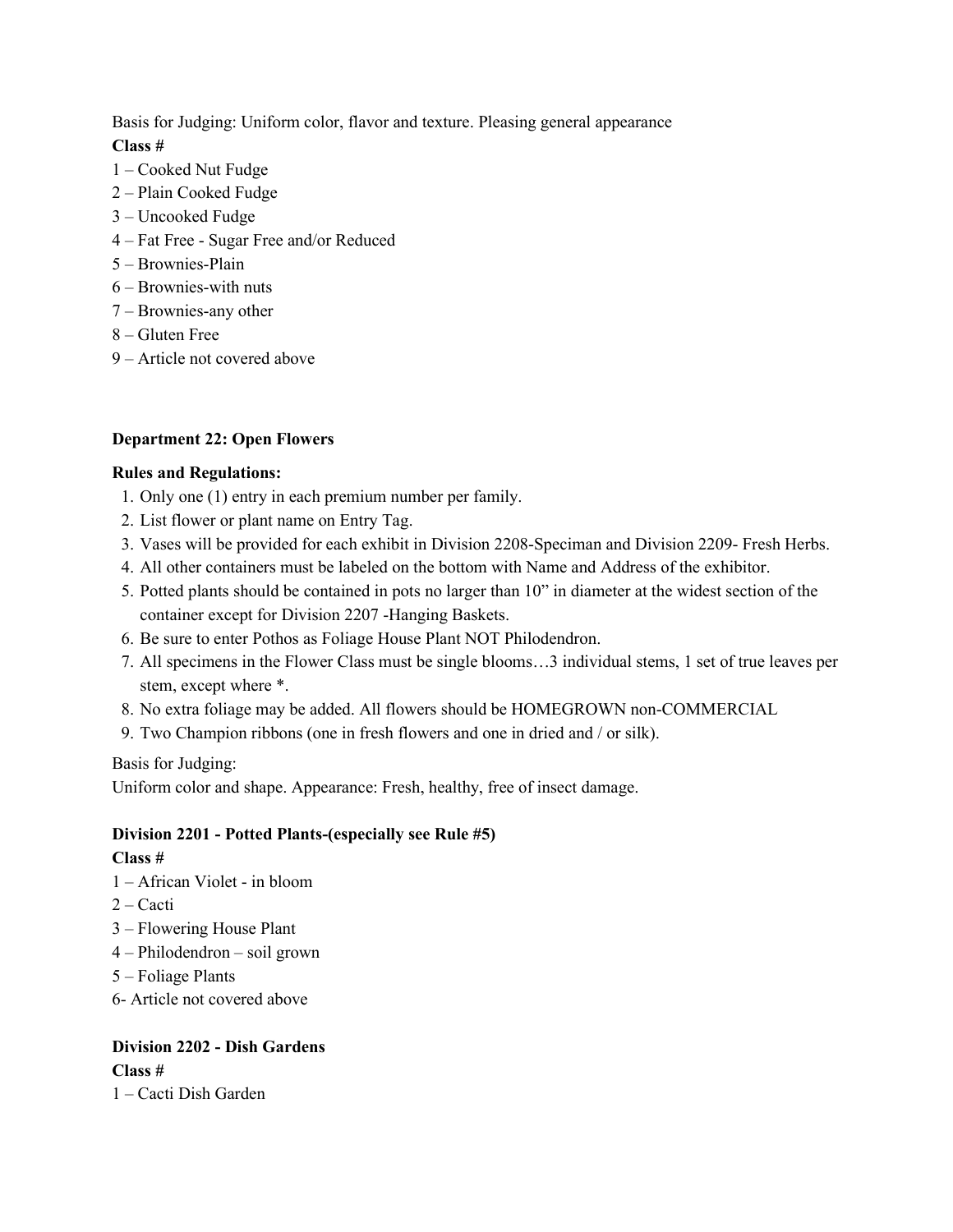Basis for Judging: Uniform color, flavor and texture. Pleasing general appearance

**Class #**

1 – Cooked Nut Fudge
2 – Plain Cooked Fudge
3 – Uncooked Fudge
4 – Fat Free - Sugar Free and/or Reduced
5 – Brownies-Plain
6 – Brownies-with nuts
7 – Brownies-any other
8 – Gluten Free
9 – Article not covered above

**Department 22: Open Flowers**

**Rules and Regulations:**

1. Only one (1) entry in each premium number per family.
2. List flower or plant name on Entry Tag.
3. Vases will be provided for each exhibit in Division 2208-Speciman and Division 2209- Fresh Herbs.
4. All other containers must be labeled on the bottom with Name and Address of the exhibitor.
5. Potted plants should be contained in pots no larger than 10" in diameter at the widest section of the container except for Division 2207 -Hanging Baskets.
6. Be sure to enter Pothos as Foliage House Plant NOT Philodendron.
7. All specimens in the Flower Class must be single blooms…3 individual stems, 1 set of true leaves per stem, except where *.
8. No extra foliage may be added. All flowers should be HOMEGROWN non-COMMERCIAL
9. Two Champion ribbons (one in fresh flowers and one in dried and / or silk).

Basis for Judging:
Uniform color and shape. Appearance: Fresh, healthy, free of insect damage.

**Division 2201 - Potted Plants-(especially see Rule #5)**

**Class #**

1 – African Violet - in bloom
2 – Cacti
3 – Flowering House Plant
4 – Philodendron – soil grown
5 – Foliage Plants
6- Article not covered above

**Division 2202 - Dish Gardens**

**Class #**

1 – Cacti Dish Garden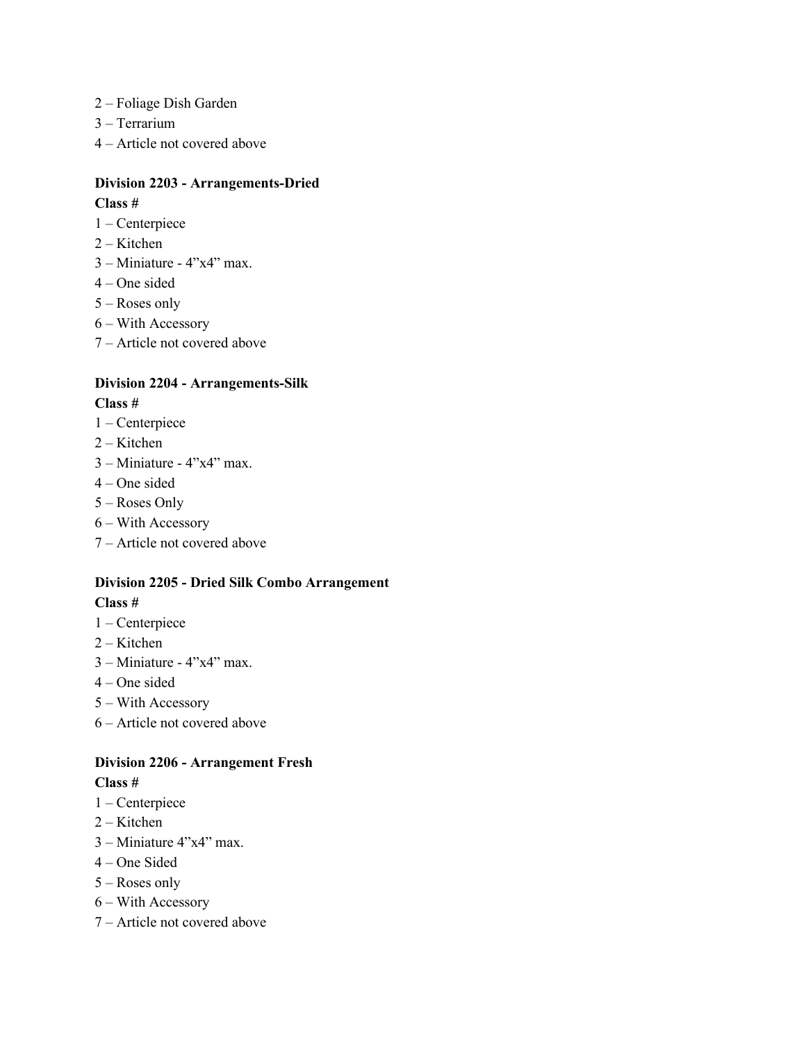2 – Foliage Dish Garden
3 – Terrarium
4 – Article not covered above

**Division 2203 - Arrangements-Dried**

**Class #**

1 – Centerpiece
2 – Kitchen
3 – Miniature - 4"x4" max.
4 – One sided
5 – Roses only
6 – With Accessory
7 – Article not covered above

**Division 2204 - Arrangements-Silk**

**Class #**

1 – Centerpiece
2 – Kitchen
3 – Miniature - 4"x4" max.
4 – One sided
5 – Roses Only
6 – With Accessory
7 – Article not covered above

**Division 2205 - Dried Silk Combo Arrangement**

**Class #**

1 – Centerpiece
2 – Kitchen
3 – Miniature - 4"x4" max.
4 – One sided
5 – With Accessory
6 – Article not covered above

**Division 2206 - Arrangement Fresh**

**Class #**

1 – Centerpiece
2 – Kitchen
3 – Miniature 4"x4" max.
4 – One Sided
5 – Roses only
6 – With Accessory
7 – Article not covered above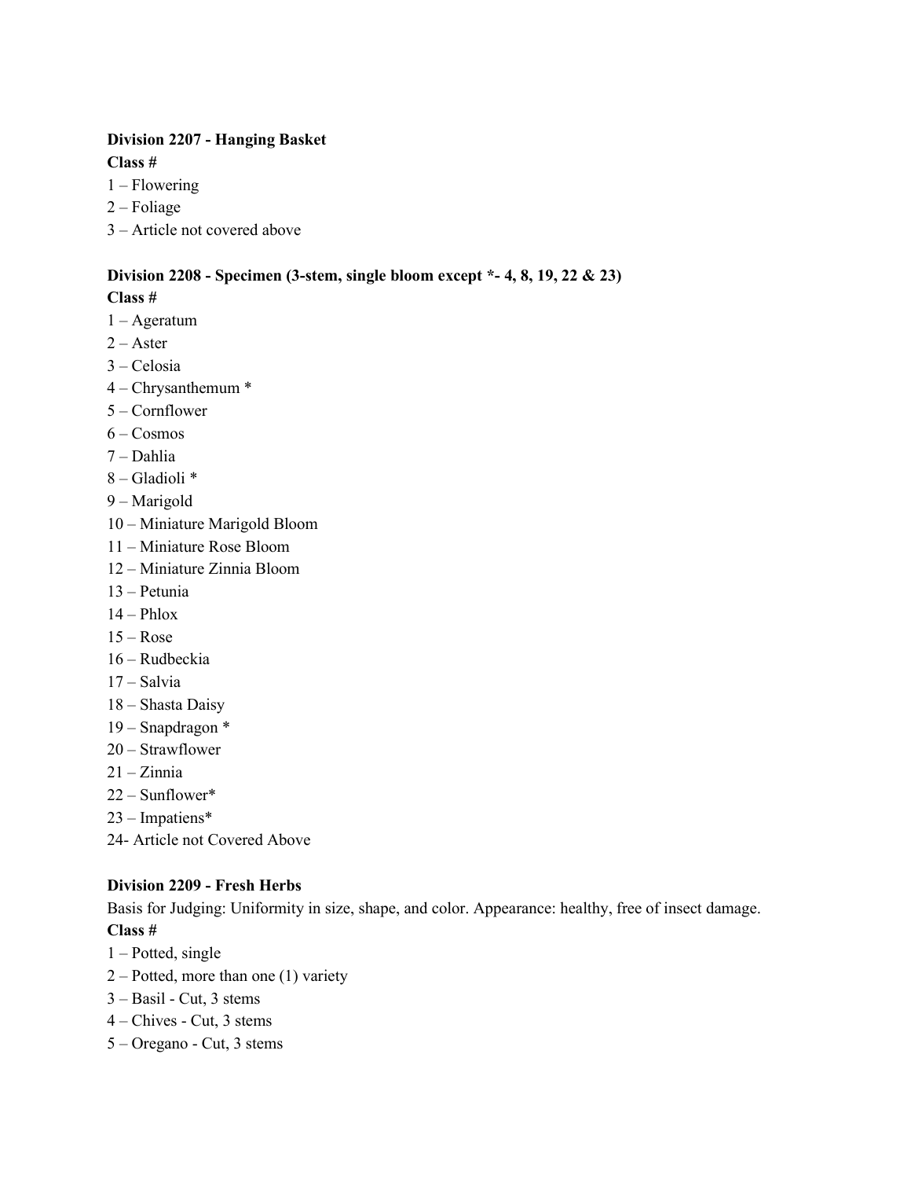**Division 2207 - Hanging Basket**

**Class #**

1 – Flowering
2 – Foliage
3 – Article not covered above

**Division 2208 - Specimen (3-stem, single bloom except *- 4, 8, 19, 22 & 23)**

**Class #**

1 – Ageratum
2 – Aster
3 – Celosia
4 – Chrysanthemum *
5 – Cornflower
6 – Cosmos
7 – Dahlia
8 – Gladioli *
9 – Marigold
10 – Miniature Marigold Bloom
11 – Miniature Rose Bloom
12 – Miniature Zinnia Bloom
13 – Petunia
14 – Phlox
15 – Rose
16 – Rudbeckia
17 – Salvia
18 – Shasta Daisy
19 – Snapdragon *
20 – Strawflower
21 – Zinnia
22 – Sunflower*
23 – Impatiens*
24- Article not Covered Above

**Division 2209 - Fresh Herbs**

Basis for Judging: Uniformity in size, shape, and color. Appearance: healthy, free of insect damage.

**Class #**

1 – Potted, single
2 – Potted, more than one (1) variety
3 – Basil - Cut, 3 stems
4 – Chives - Cut, 3 stems
5 – Oregano - Cut, 3 stems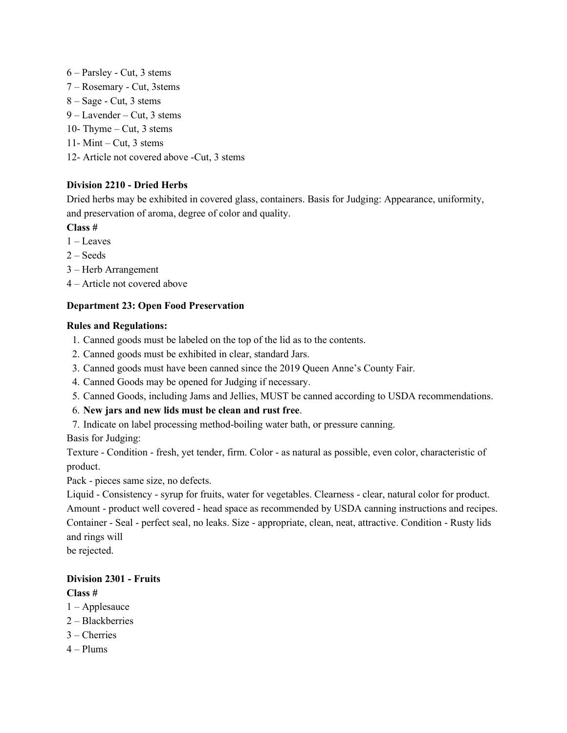6 – Parsley - Cut, 3 stems
7 – Rosemary - Cut, 3stems
8 – Sage - Cut, 3 stems
9 – Lavender – Cut, 3 stems
10- Thyme – Cut, 3 stems
11- Mint – Cut, 3 stems
12- Article not covered above -Cut, 3 stems

**Division 2210 - Dried Herbs**

Dried herbs may be exhibited in covered glass, containers. Basis for Judging: Appearance, uniformity, and preservation of aroma, degree of color and quality.

**Class #**

1 – Leaves
2 – Seeds
3 – Herb Arrangement
4 – Article not covered above

**Department 23: Open Food Preservation**

**Rules and Regulations:**

1. Canned goods must be labeled on the top of the lid as to the contents.
2. Canned goods must be exhibited in clear, standard Jars.
3. Canned goods must have been canned since the 2019 Queen Anne's County Fair.
4. Canned Goods may be opened for Judging if necessary.
5. Canned Goods, including Jams and Jellies, MUST be canned according to USDA recommendations.
6. **New jars and new lids must be clean and rust free**.
7. Indicate on label processing method-boiling water bath, or pressure canning.

Basis for Judging:

Texture - Condition - fresh, yet tender, firm. Color - as natural as possible, even color, characteristic of product.

Pack - pieces same size, no defects.

Liquid - Consistency - syrup for fruits, water for vegetables. Clearness - clear, natural color for product. Amount - product well covered - head space as recommended by USDA canning instructions and recipes. Container - Seal - perfect seal, no leaks. Size - appropriate, clean, neat, attractive. Condition - Rusty lids and rings will
be rejected.

**Division 2301 - Fruits**

**Class #**

1 – Applesauce
2 – Blackberries
3 – Cherries
4 – Plums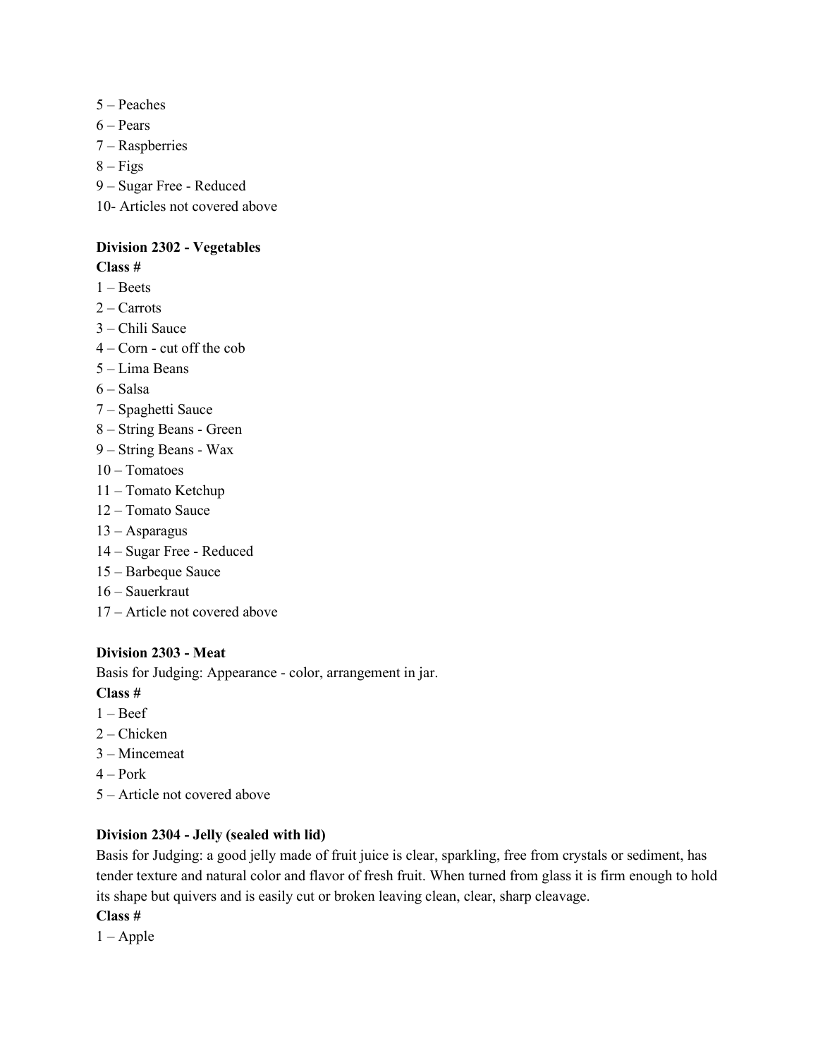5 – Peaches
6 – Pears
7 – Raspberries
8 – Figs
9 – Sugar Free - Reduced
10- Articles not covered above

**Division 2302 - Vegetables**

**Class #**

1 – Beets
2 – Carrots
3 – Chili Sauce
4 – Corn - cut off the cob
5 – Lima Beans
6 – Salsa
7 – Spaghetti Sauce
8 – String Beans - Green
9 – String Beans - Wax
10 – Tomatoes
11 – Tomato Ketchup
12 – Tomato Sauce
13 – Asparagus
14 – Sugar Free - Reduced
15 – Barbeque Sauce
16 – Sauerkraut
17 – Article not covered above

**Division 2303 - Meat**

Basis for Judging: Appearance - color, arrangement in jar.

**Class #**

1 – Beef
2 – Chicken
3 – Mincemeat
4 – Pork
5 – Article not covered above

**Division 2304 - Jelly (sealed with lid)**

Basis for Judging: a good jelly made of fruit juice is clear, sparkling, free from crystals or sediment, has tender texture and natural color and flavor of fresh fruit. When turned from glass it is firm enough to hold its shape but quivers and is easily cut or broken leaving clean, clear, sharp cleavage.

**Class #**

1 – Apple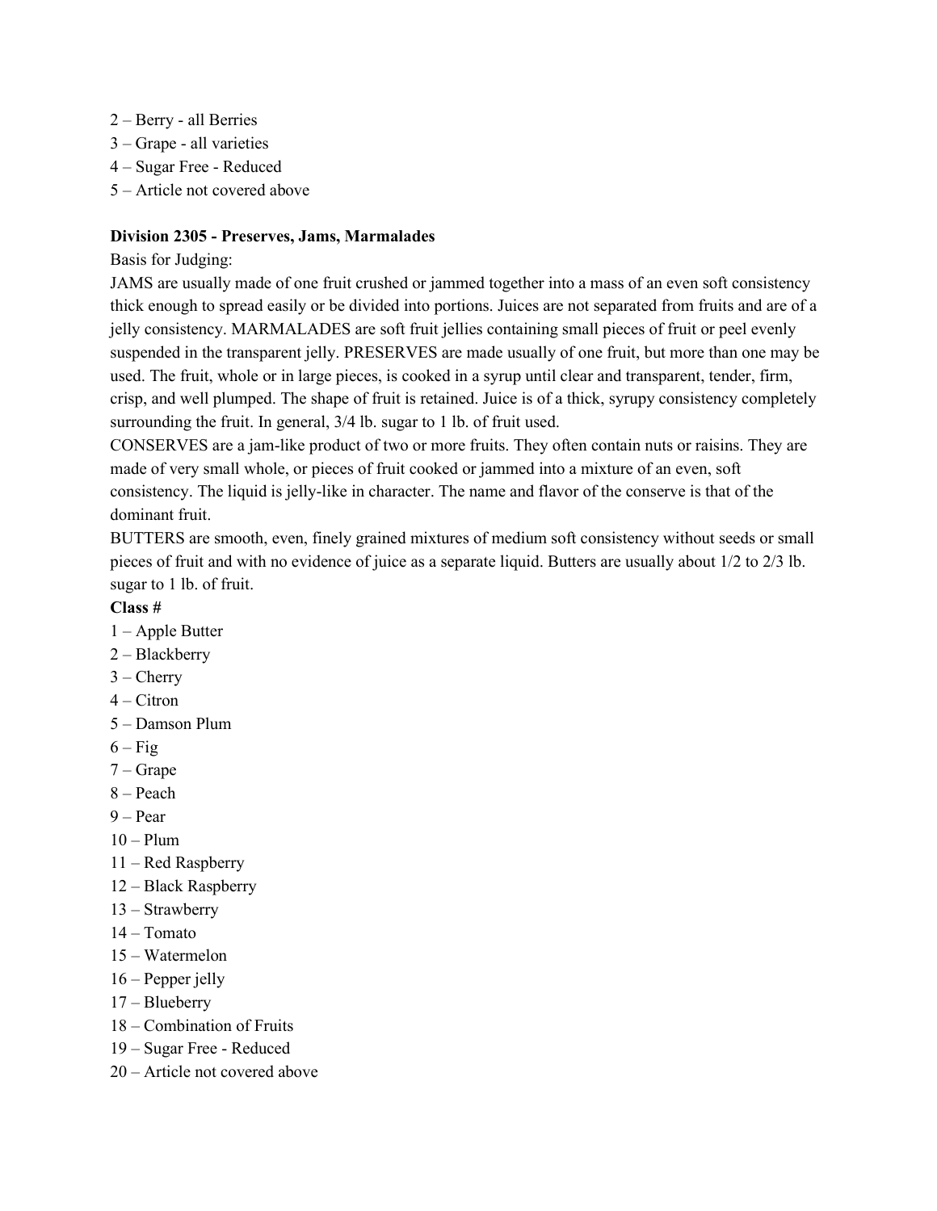2 – Berry - all Berries
3 – Grape - all varieties
4 – Sugar Free - Reduced
5 – Article not covered above

**Division 2305 - Preserves, Jams, Marmalades**

Basis for Judging:

JAMS are usually made of one fruit crushed or jammed together into a mass of an even soft consistency thick enough to spread easily or be divided into portions. Juices are not separated from fruits and are of a jelly consistency. MARMALADES are soft fruit jellies containing small pieces of fruit or peel evenly suspended in the transparent jelly. PRESERVES are made usually of one fruit, but more than one may be used. The fruit, whole or in large pieces, is cooked in a syrup until clear and transparent, tender, firm, crisp, and well plumped. The shape of fruit is retained. Juice is of a thick, syrupy consistency completely surrounding the fruit. In general, 3/4 lb. sugar to 1 lb. of fruit used.

CONSERVES are a jam-like product of two or more fruits. They often contain nuts or raisins. They are made of very small whole, or pieces of fruit cooked or jammed into a mixture of an even, soft consistency. The liquid is jelly-like in character. The name and flavor of the conserve is that of the dominant fruit.

BUTTERS are smooth, even, finely grained mixtures of medium soft consistency without seeds or small pieces of fruit and with no evidence of juice as a separate liquid. Butters are usually about 1/2 to 2/3 lb. sugar to 1 lb. of fruit.

**Class #**

1 – Apple Butter
2 – Blackberry
3 – Cherry
4 – Citron
5 – Damson Plum
6 – Fig
7 – Grape
8 – Peach
9 – Pear
10 – Plum
11 – Red Raspberry
12 – Black Raspberry
13 – Strawberry
14 – Tomato
15 – Watermelon
16 – Pepper jelly
17 – Blueberry
18 – Combination of Fruits
19 – Sugar Free - Reduced
20 – Article not covered above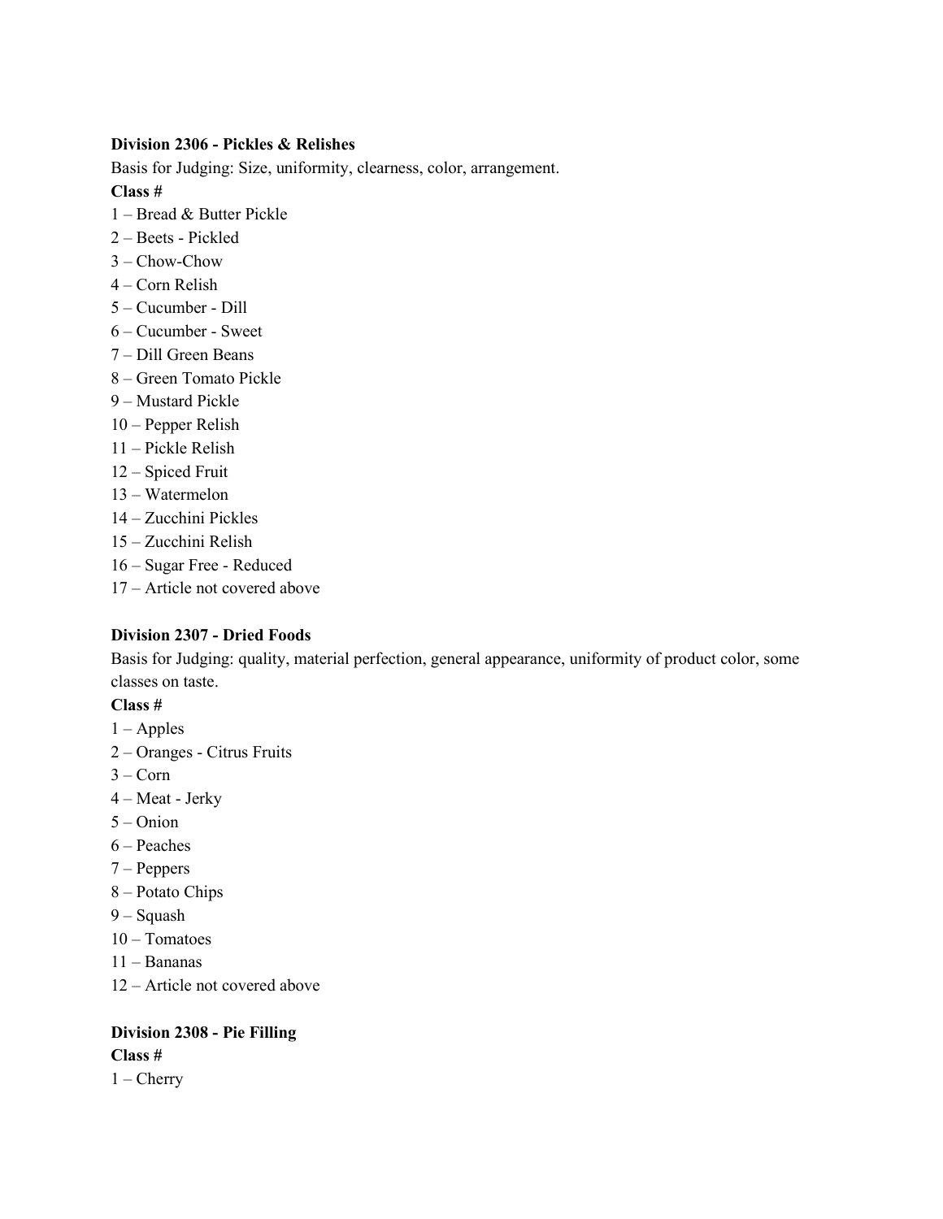**Division 2306 - Pickles & Relishes**

Basis for Judging: Size, uniformity, clearness, color, arrangement.

**Class #**

1 – Bread & Butter Pickle
2 – Beets - Pickled
3 – Chow-Chow
4 – Corn Relish
5 – Cucumber - Dill
6 – Cucumber - Sweet
7 – Dill Green Beans
8 – Green Tomato Pickle
9 – Mustard Pickle
10 – Pepper Relish
11 – Pickle Relish
12 – Spiced Fruit
13 – Watermelon
14 – Zucchini Pickles
15 – Zucchini Relish
16 – Sugar Free - Reduced
17 – Article not covered above

**Division 2307 - Dried Foods**

Basis for Judging: quality, material perfection, general appearance, uniformity of product color, some classes on taste.

**Class #**

1 – Apples
2 – Oranges - Citrus Fruits
3 – Corn
4 – Meat - Jerky
5 – Onion
6 – Peaches
7 – Peppers
8 – Potato Chips
9 – Squash
10 – Tomatoes
11 – Bananas
12 – Article not covered above

**Division 2308 - Pie Filling**

**Class #**

1 – Cherry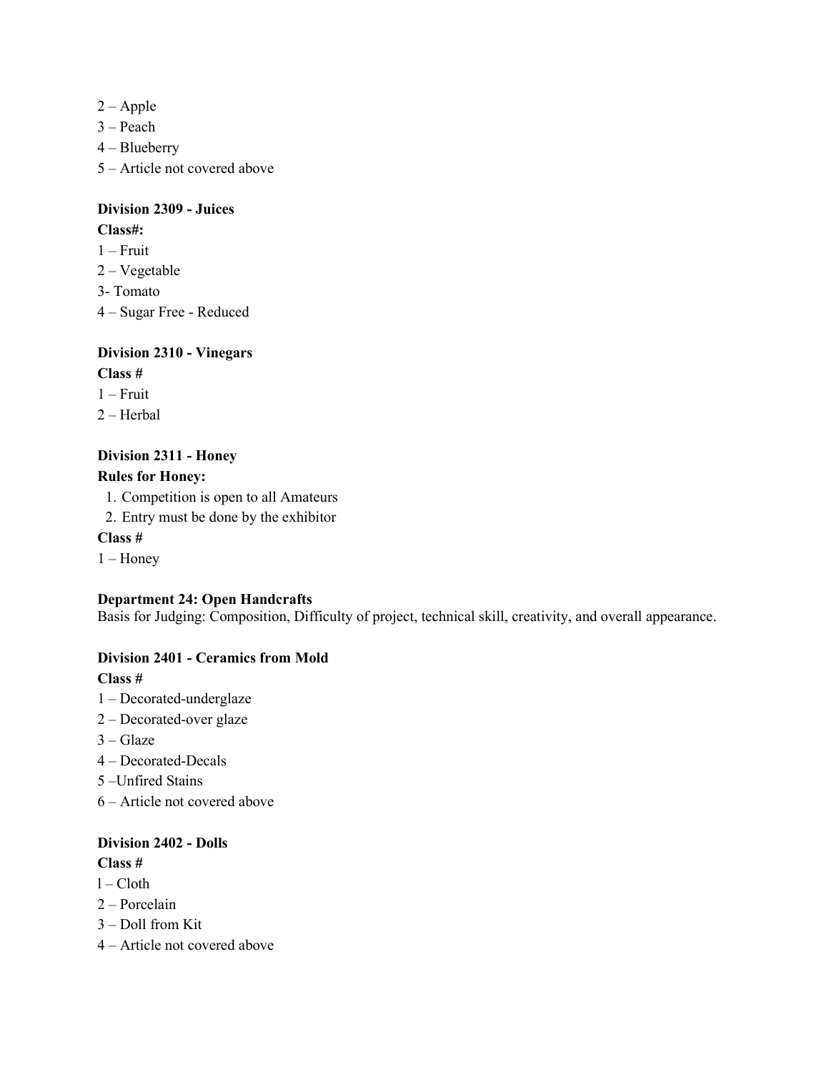2 – Apple
3 – Peach
4 – Blueberry
5 – Article not covered above

**Division 2309 - Juices**

**Class#:**

1 – Fruit
2 – Vegetable
3- Tomato
4 – Sugar Free - Reduced

**Division 2310 - Vinegars**

**Class #**

1 – Fruit
2 – Herbal

**Division 2311 - Honey**

**Rules for Honey:**

1. Competition is open to all Amateurs
2. Entry must be done by the exhibitor

**Class #**

1 – Honey

**Department 24: Open Handcrafts**

Basis for Judging: Composition, Difficulty of project, technical skill, creativity, and overall appearance.

**Division 2401 - Ceramics from Mold**

**Class #**

1 – Decorated-underglaze
2 – Decorated-over glaze
3 – Glaze
4 – Decorated-Decals
5 –Unfired Stains
6 – Article not covered above

**Division 2402 - Dolls**

**Class #**

l – Cloth
2 – Porcelain
3 – Doll from Kit
4 – Article not covered above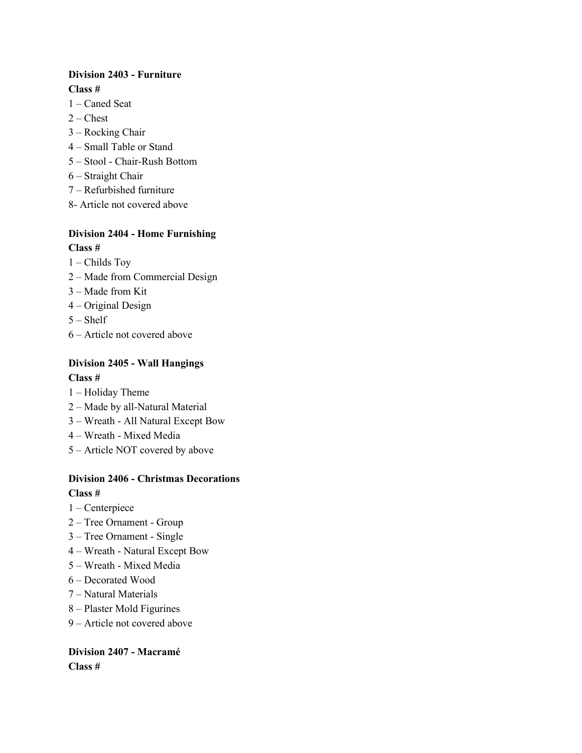**Division 2403 - Furniture**

**Class #**

1 – Caned Seat
2 – Chest
3 – Rocking Chair
4 – Small Table or Stand
5 – Stool - Chair-Rush Bottom
6 – Straight Chair
7 – Refurbished furniture
8- Article not covered above

**Division 2404 - Home Furnishing**

**Class #**

1 – Childs Toy
2 – Made from Commercial Design
3 – Made from Kit
4 – Original Design
5 – Shelf
6 – Article not covered above

**Division 2405 - Wall Hangings**

**Class #**

1 – Holiday Theme
2 – Made by all-Natural Material
3 – Wreath - All Natural Except Bow
4 – Wreath - Mixed Media
5 – Article NOT covered by above

**Division 2406 - Christmas Decorations**

**Class #**

1 – Centerpiece
2 – Tree Ornament - Group
3 – Tree Ornament - Single
4 – Wreath - Natural Except Bow
5 – Wreath - Mixed Media
6 – Decorated Wood
7 – Natural Materials
8 – Plaster Mold Figurines
9 – Article not covered above

**Division 2407 - Macramé**

**Class #**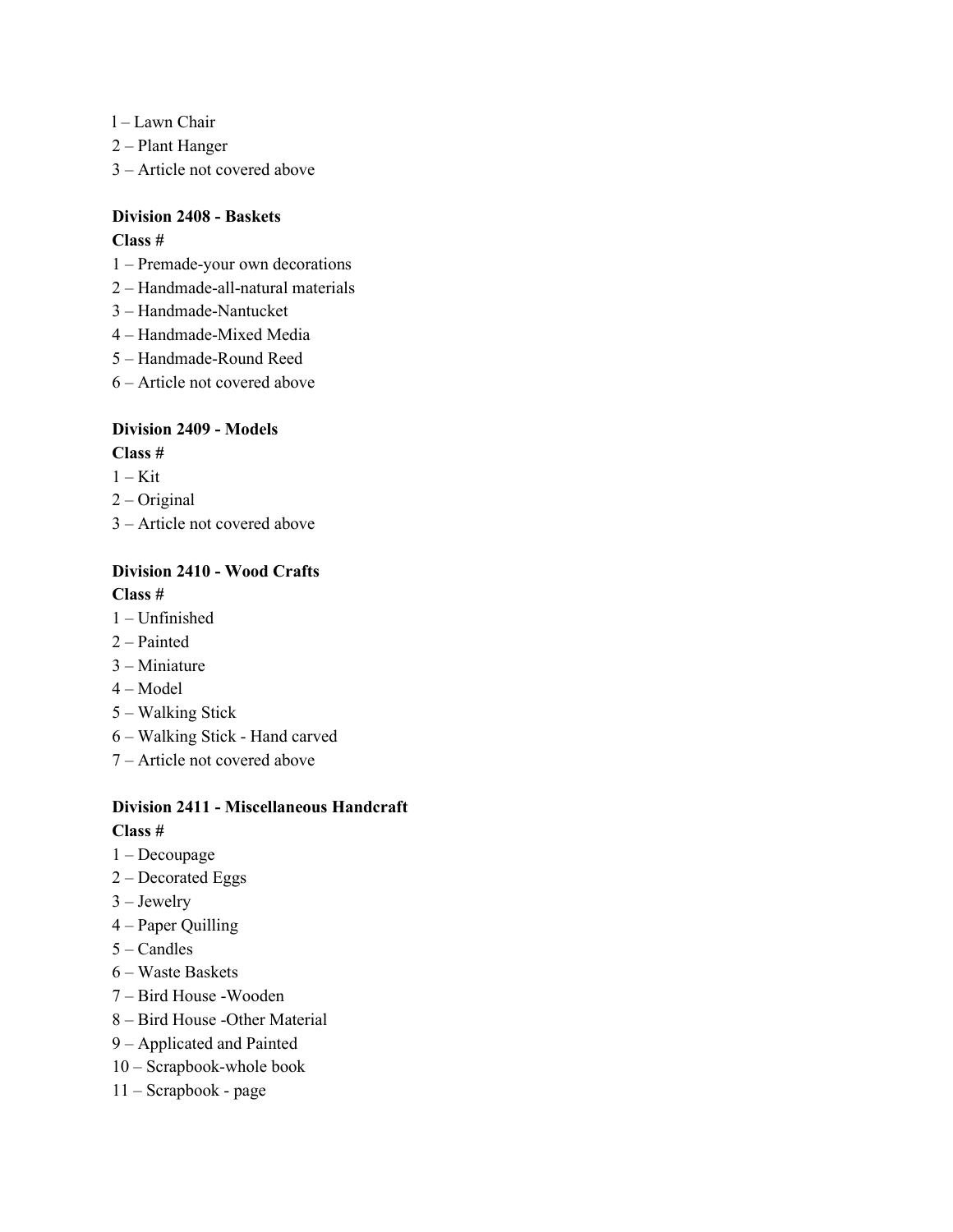l – Lawn Chair
2 – Plant Hanger
3 – Article not covered above

**Division 2408 - Baskets**
**Class #**
1 – Premade-your own decorations
2 – Handmade-all-natural materials
3 – Handmade-Nantucket
4 – Handmade-Mixed Media
5 – Handmade-Round Reed
6 – Article not covered above

**Division 2409 - Models**
**Class #**
1 – Kit
2 – Original
3 – Article not covered above

**Division 2410 - Wood Crafts**
**Class #**
1 – Unfinished
2 – Painted
3 – Miniature
4 – Model
5 – Walking Stick
6 – Walking Stick - Hand carved
7 – Article not covered above

**Division 2411 - Miscellaneous Handcraft**
**Class #**
1 – Decoupage
2 – Decorated Eggs
3 – Jewelry
4 – Paper Quilling
5 – Candles
6 – Waste Baskets
7 – Bird House -Wooden
8 – Bird House -Other Material
9 – Applicated and Painted
10 – Scrapbook-whole book
11 – Scrapbook - page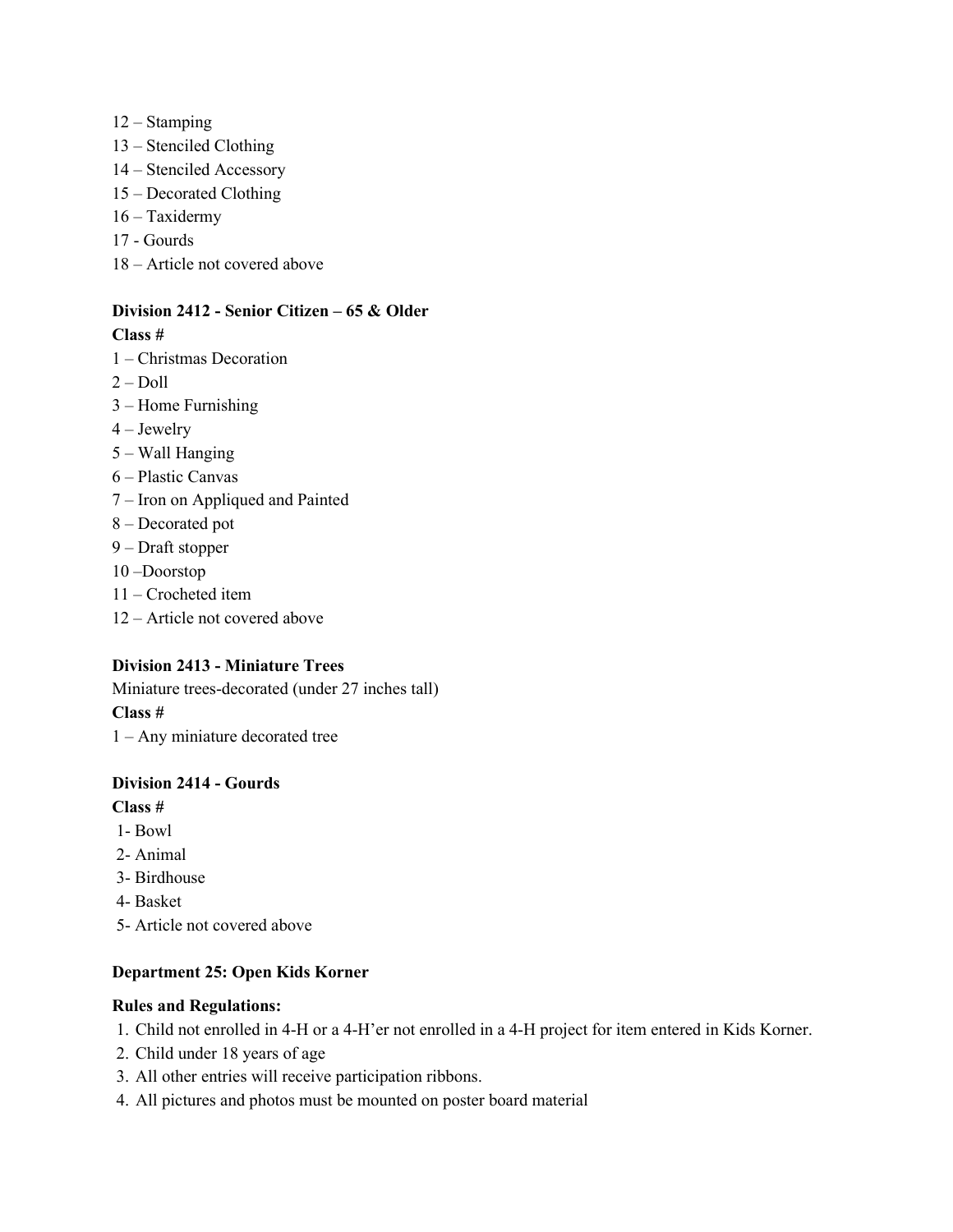12 – Stamping
13 – Stenciled Clothing
14 – Stenciled Accessory
15 – Decorated Clothing
16 – Taxidermy
17 - Gourds
18 – Article not covered above

**Division 2412 - Senior Citizen – 65 & Older**

**Class #**

1 – Christmas Decoration
2 – Doll
3 – Home Furnishing
4 – Jewelry
5 – Wall Hanging
6 – Plastic Canvas
7 – Iron on Appliqued and Painted
8 – Decorated pot
9 – Draft stopper
10 –Doorstop
11 – Crocheted item
12 – Article not covered above

**Division 2413 - Miniature Trees**

Miniature trees-decorated (under 27 inches tall)

**Class #**

1 – Any miniature decorated tree

**Division 2414 - Gourds**

**Class #**

1- Bowl
2- Animal
3- Birdhouse
4- Basket
5- Article not covered above

**Department 25: Open Kids Korner**

**Rules and Regulations:**

1. Child not enrolled in 4-H or a 4-H'er not enrolled in a 4-H project for item entered in Kids Korner.
2. Child under 18 years of age
3. All other entries will receive participation ribbons.
4. All pictures and photos must be mounted on poster board material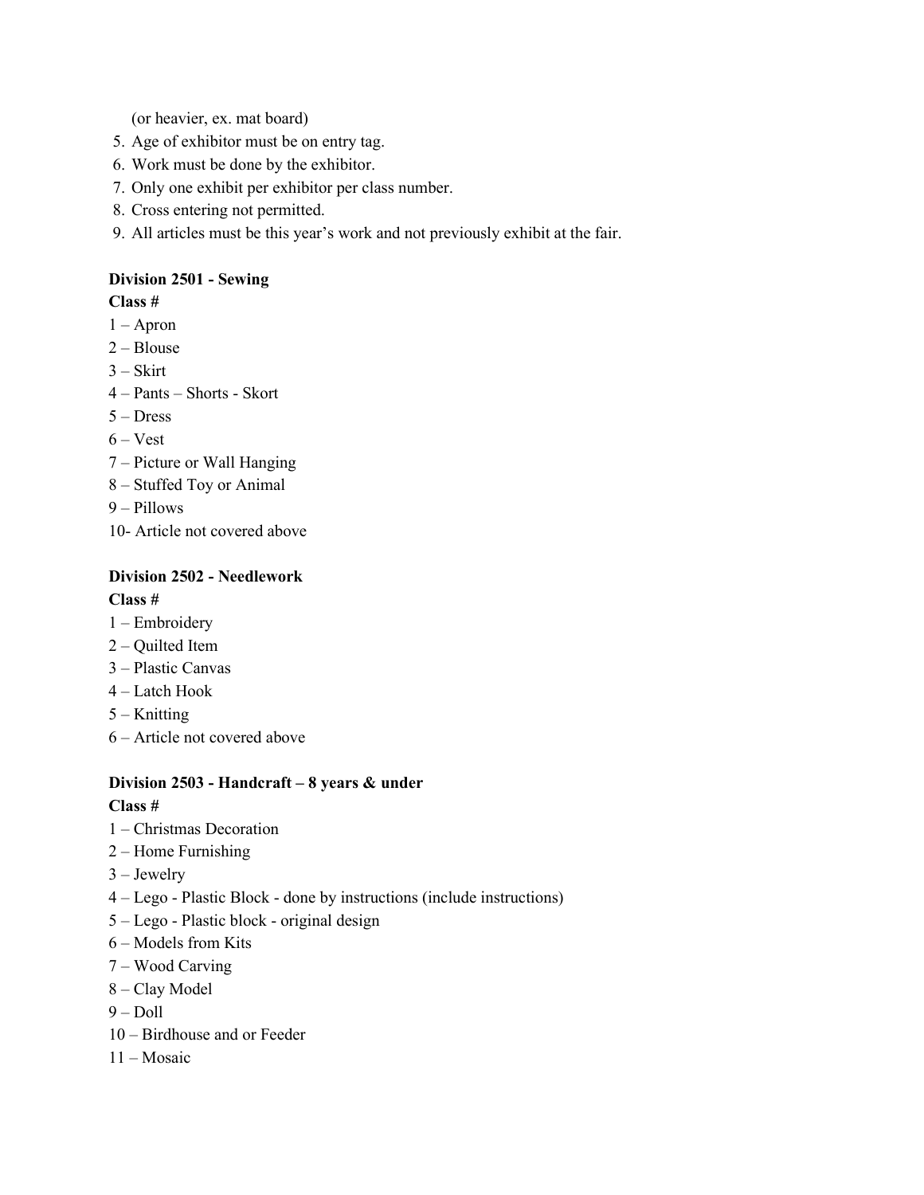(or heavier, ex. mat board)

5. Age of exhibitor must be on entry tag.
6. Work must be done by the exhibitor.
7. Only one exhibit per exhibitor per class number.
8. Cross entering not permitted.
9. All articles must be this year's work and not previously exhibit at the fair.

**Division 2501 - Sewing**

**Class #**

1 – Apron
2 – Blouse
3 – Skirt
4 – Pants – Shorts - Skort
5 – Dress
6 – Vest
7 – Picture or Wall Hanging
8 – Stuffed Toy or Animal
9 – Pillows
10- Article not covered above

**Division 2502 - Needlework**

**Class #**

1 – Embroidery
2 – Quilted Item
3 – Plastic Canvas
4 – Latch Hook
5 – Knitting
6 – Article not covered above

**Division 2503 - Handcraft – 8 years & under**

**Class #**

1 – Christmas Decoration
2 – Home Furnishing
3 – Jewelry
4 – Lego - Plastic Block - done by instructions (include instructions)
5 – Lego - Plastic block - original design
6 – Models from Kits
7 – Wood Carving
8 – Clay Model
9 – Doll
10 – Birdhouse and or Feeder
11 – Mosaic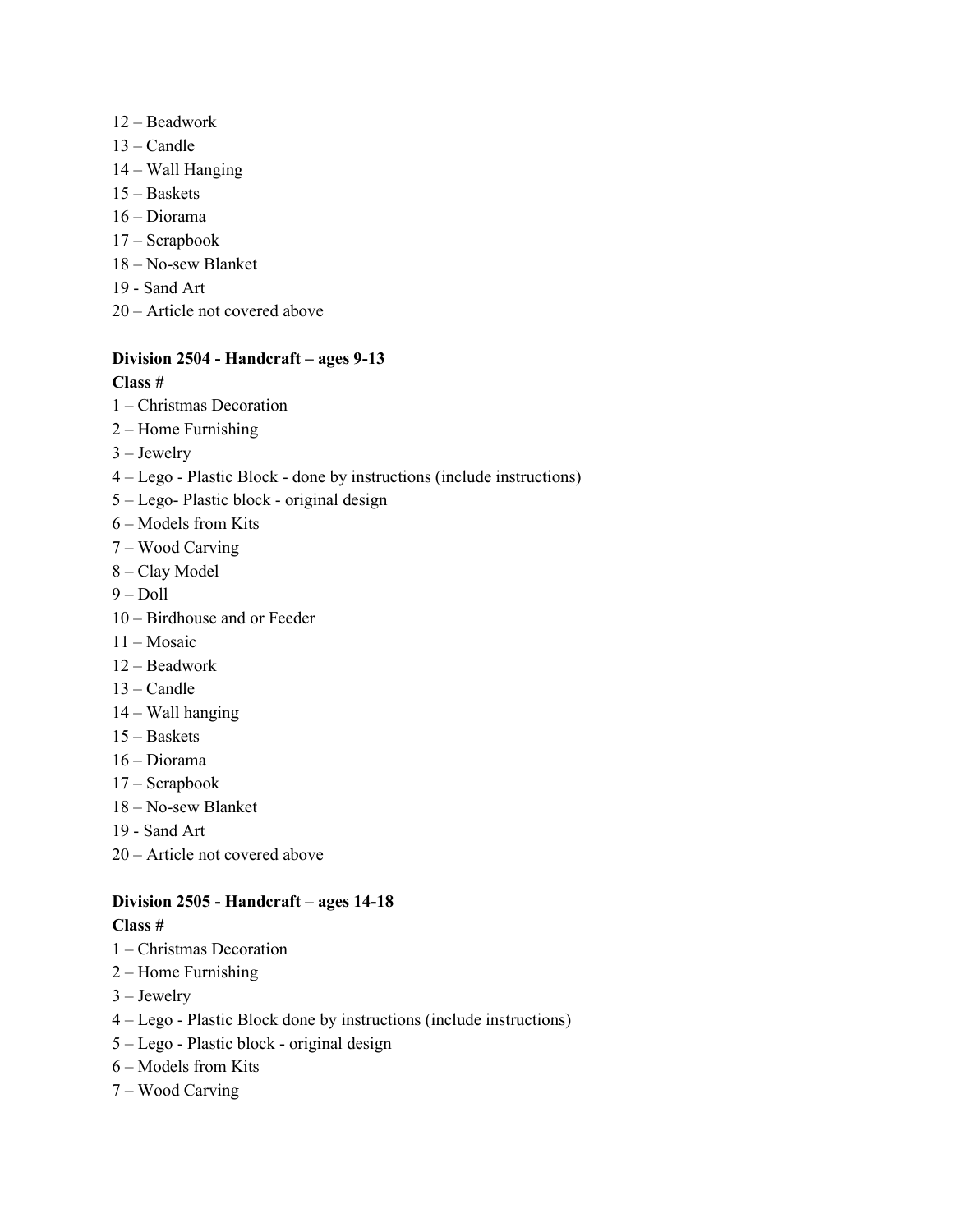12 – Beadwork
13 – Candle
14 – Wall Hanging
15 – Baskets
16 – Diorama
17 – Scrapbook
18 – No-sew Blanket
19 - Sand Art
20 – Article not covered above

**Division 2504 - Handcraft – ages 9-13**

**Class #**

1 – Christmas Decoration
2 – Home Furnishing
3 – Jewelry
4 – Lego - Plastic Block - done by instructions (include instructions)
5 – Lego- Plastic block - original design
6 – Models from Kits
7 – Wood Carving
8 – Clay Model
9 – Doll
10 – Birdhouse and or Feeder
11 – Mosaic
12 – Beadwork
13 – Candle
14 – Wall hanging
15 – Baskets
16 – Diorama
17 – Scrapbook
18 – No-sew Blanket
19 - Sand Art
20 – Article not covered above

**Division 2505 - Handcraft – ages 14-18**

**Class #**

1 – Christmas Decoration
2 – Home Furnishing
3 – Jewelry
4 – Lego - Plastic Block done by instructions (include instructions)
5 – Lego - Plastic block - original design
6 – Models from Kits
7 – Wood Carving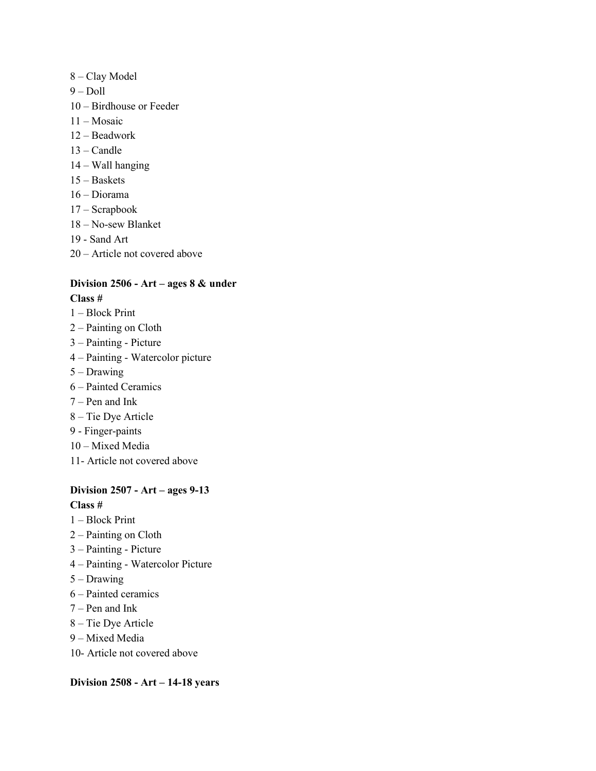8 – Clay Model
9 – Doll
10 – Birdhouse or Feeder
11 – Mosaic
12 – Beadwork
13 – Candle
14 – Wall hanging
15 – Baskets
16 – Diorama
17 – Scrapbook
18 – No-sew Blanket
19 - Sand Art
20 – Article not covered above

**Division 2506 - Art – ages 8 & under**

**Class #**

1 – Block Print
2 – Painting on Cloth
3 – Painting - Picture
4 – Painting - Watercolor picture
5 – Drawing
6 – Painted Ceramics
7 – Pen and Ink
8 – Tie Dye Article
9 - Finger-paints
10 – Mixed Media
11- Article not covered above

**Division 2507 - Art – ages 9-13**

**Class #**

1 – Block Print
2 – Painting on Cloth
3 – Painting - Picture
4 – Painting - Watercolor Picture
5 – Drawing
6 – Painted ceramics
7 – Pen and Ink
8 – Tie Dye Article
9 – Mixed Media
10- Article not covered above

**Division 2508 - Art – 14-18 years**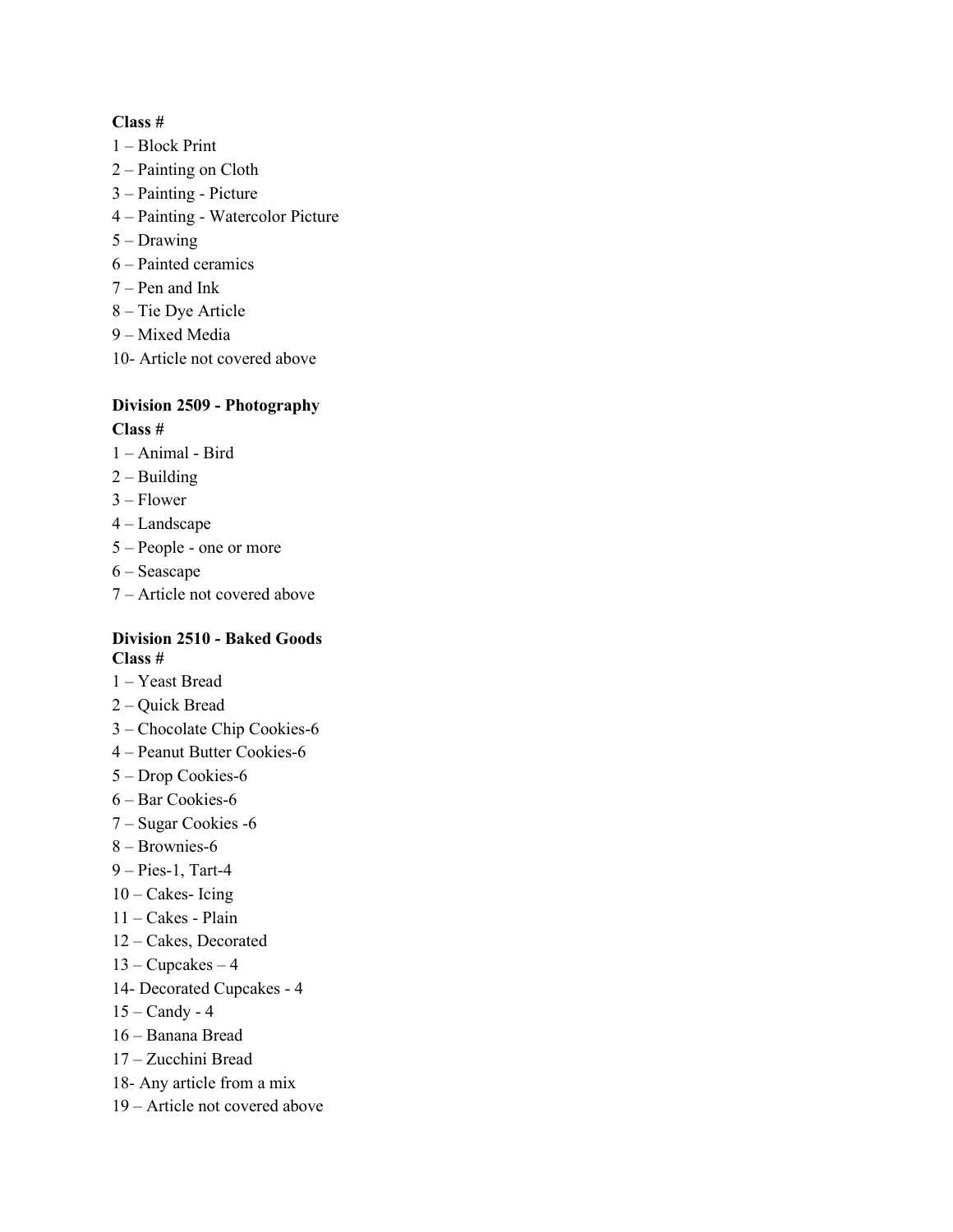**Class #**

1 – Block Print
2 – Painting on Cloth
3 – Painting - Picture
4 – Painting - Watercolor Picture
5 – Drawing
6 – Painted ceramics
7 – Pen and Ink
8 – Tie Dye Article
9 – Mixed Media
10- Article not covered above

**Division 2509 - Photography**

**Class #**

1 – Animal - Bird
2 – Building
3 – Flower
4 – Landscape
5 – People - one or more
6 – Seascape
7 – Article not covered above

**Division 2510 - Baked Goods**

**Class #**

1 – Yeast Bread
2 – Quick Bread
3 – Chocolate Chip Cookies-6
4 – Peanut Butter Cookies-6
5 – Drop Cookies-6
6 – Bar Cookies-6
7 – Sugar Cookies -6
8 – Brownies-6
9 – Pies-1, Tart-4
10 – Cakes- Icing
11 – Cakes - Plain
12 – Cakes, Decorated
13 – Cupcakes – 4
14- Decorated Cupcakes - 4
15 – Candy - 4
16 – Banana Bread
17 – Zucchini Bread
18- Any article from a mix
19 – Article not covered above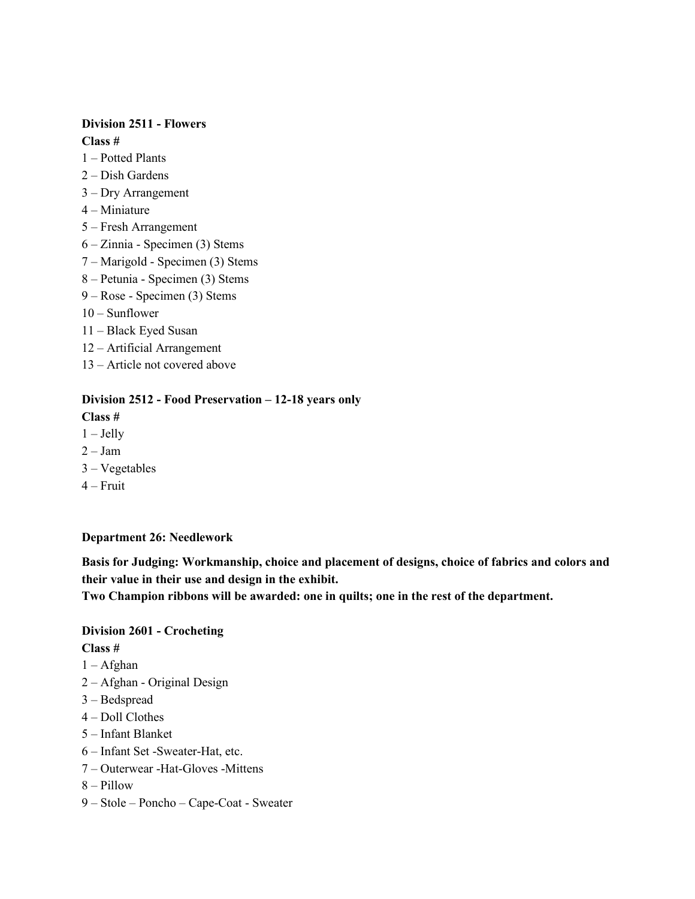**Division 2511 - Flowers**

**Class #**

1 – Potted Plants
2 – Dish Gardens
3 – Dry Arrangement
4 – Miniature
5 – Fresh Arrangement
6 – Zinnia - Specimen (3) Stems
7 – Marigold - Specimen (3) Stems
8 – Petunia - Specimen (3) Stems
9 – Rose - Specimen (3) Stems
10 – Sunflower
11 – Black Eyed Susan
12 – Artificial Arrangement
13 – Article not covered above

**Division 2512 - Food Preservation – 12-18 years only**

**Class #**

1 – Jelly
2 – Jam
3 – Vegetables
4 – Fruit

**Department 26: Needlework**

**Basis for Judging: Workmanship, choice and placement of designs, choice of fabrics and colors and their value in their use and design in the exhibit.**
**Two Champion ribbons will be awarded: one in quilts; one in the rest of the department.**

**Division 2601 - Crocheting**

**Class #**

1 – Afghan
2 – Afghan - Original Design
3 – Bedspread
4 – Doll Clothes
5 – Infant Blanket
6 – Infant Set -Sweater-Hat, etc.
7 – Outerwear -Hat-Gloves -Mittens
8 – Pillow
9 – Stole – Poncho – Cape-Coat - Sweater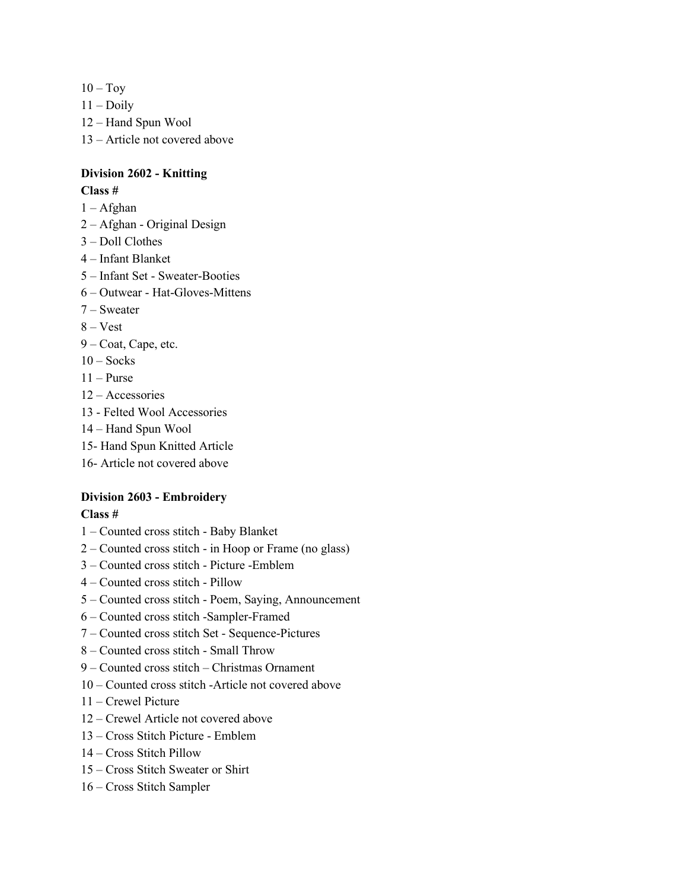10 – Toy
11 – Doily
12 – Hand Spun Wool
13 – Article not covered above

**Division 2602 - Knitting**

**Class #**

1 – Afghan
2 – Afghan - Original Design
3 – Doll Clothes
4 – Infant Blanket
5 – Infant Set - Sweater-Booties
6 – Outwear - Hat-Gloves-Mittens
7 – Sweater
8 – Vest
9 – Coat, Cape, etc.
10 – Socks
11 – Purse
12 – Accessories
13 - Felted Wool Accessories
14 – Hand Spun Wool
15- Hand Spun Knitted Article
16- Article not covered above

**Division 2603 - Embroidery**

**Class #**

1 – Counted cross stitch - Baby Blanket
2 – Counted cross stitch - in Hoop or Frame (no glass)
3 – Counted cross stitch - Picture -Emblem
4 – Counted cross stitch - Pillow
5 – Counted cross stitch - Poem, Saying, Announcement
6 – Counted cross stitch -Sampler-Framed
7 – Counted cross stitch Set - Sequence-Pictures
8 – Counted cross stitch - Small Throw
9 – Counted cross stitch – Christmas Ornament
10 – Counted cross stitch -Article not covered above
11 – Crewel Picture
12 – Crewel Article not covered above
13 – Cross Stitch Picture - Emblem
14 – Cross Stitch Pillow
15 – Cross Stitch Sweater or Shirt
16 – Cross Stitch Sampler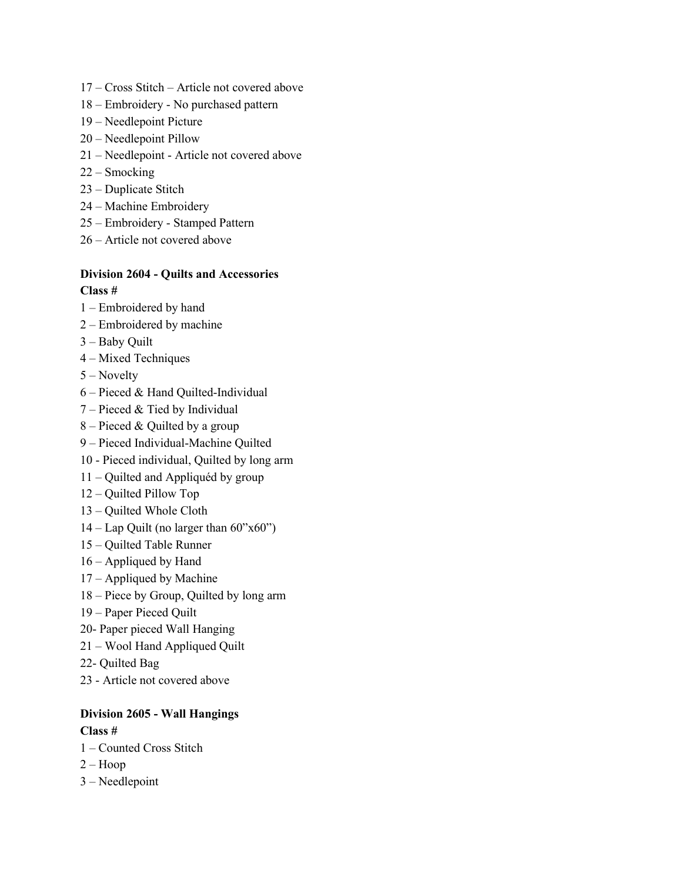17 – Cross Stitch – Article not covered above

18 – Embroidery - No purchased pattern

19 – Needlepoint Picture

20 – Needlepoint Pillow

21 – Needlepoint - Article not covered above

22 – Smocking

23 – Duplicate Stitch

24 – Machine Embroidery

25 – Embroidery - Stamped Pattern

26 – Article not covered above

**Division 2604 - Quilts and Accessories**

**Class #**

1 – Embroidered by hand

2 – Embroidered by machine

3 – Baby Quilt

4 – Mixed Techniques

5 – Novelty

6 – Pieced & Hand Quilted-Individual

7 – Pieced & Tied by Individual

8 – Pieced & Quilted by a group

9 – Pieced Individual-Machine Quilted

10 - Pieced individual, Quilted by long arm

11 – Quilted and Appliquéd by group

12 – Quilted Pillow Top

13 – Quilted Whole Cloth

14 – Lap Quilt (no larger than 60"x60")

15 – Quilted Table Runner

16 – Appliqued by Hand

17 – Appliqued by Machine

18 – Piece by Group, Quilted by long arm

19 – Paper Pieced Quilt

20- Paper pieced Wall Hanging

21 – Wool Hand Appliqued Quilt

22- Quilted Bag

23 - Article not covered above

**Division 2605 - Wall Hangings**

**Class #**

1 – Counted Cross Stitch

2 – Hoop

3 – Needlepoint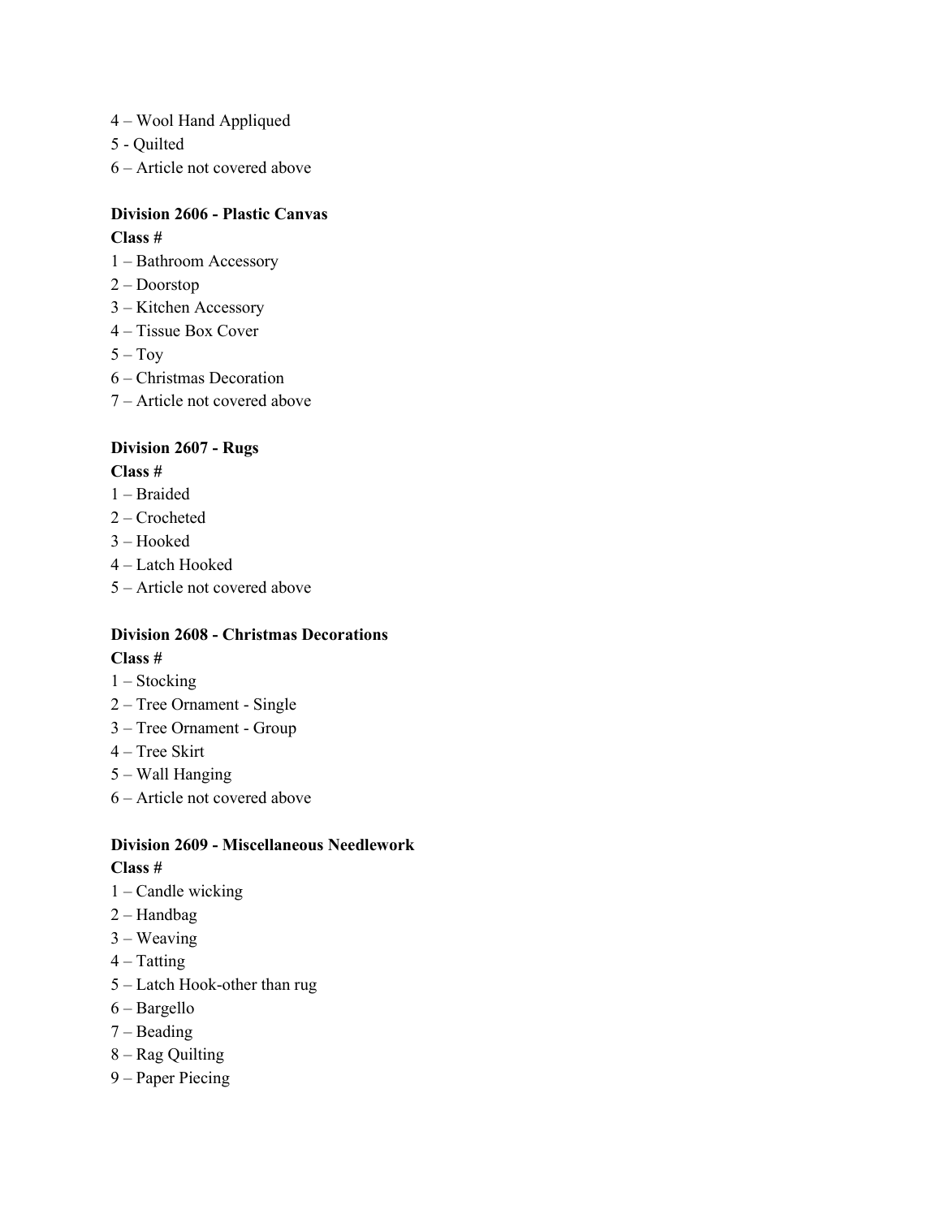4 – Wool Hand Appliqued
5 - Quilted
6 – Article not covered above

**Division 2606 - Plastic Canvas**

**Class #**

1 – Bathroom Accessory
2 – Doorstop
3 – Kitchen Accessory
4 – Tissue Box Cover
5 – Toy
6 – Christmas Decoration
7 – Article not covered above

**Division 2607 - Rugs**

**Class #**

1 – Braided
2 – Crocheted
3 – Hooked
4 – Latch Hooked
5 – Article not covered above

**Division 2608 - Christmas Decorations**

**Class #**

1 – Stocking
2 – Tree Ornament - Single
3 – Tree Ornament - Group
4 – Tree Skirt
5 – Wall Hanging
6 – Article not covered above

**Division 2609 - Miscellaneous Needlework**

**Class #**

1 – Candle wicking
2 – Handbag
3 – Weaving
4 – Tatting
5 – Latch Hook-other than rug
6 – Bargello
7 – Beading
8 – Rag Quilting
9 – Paper Piecing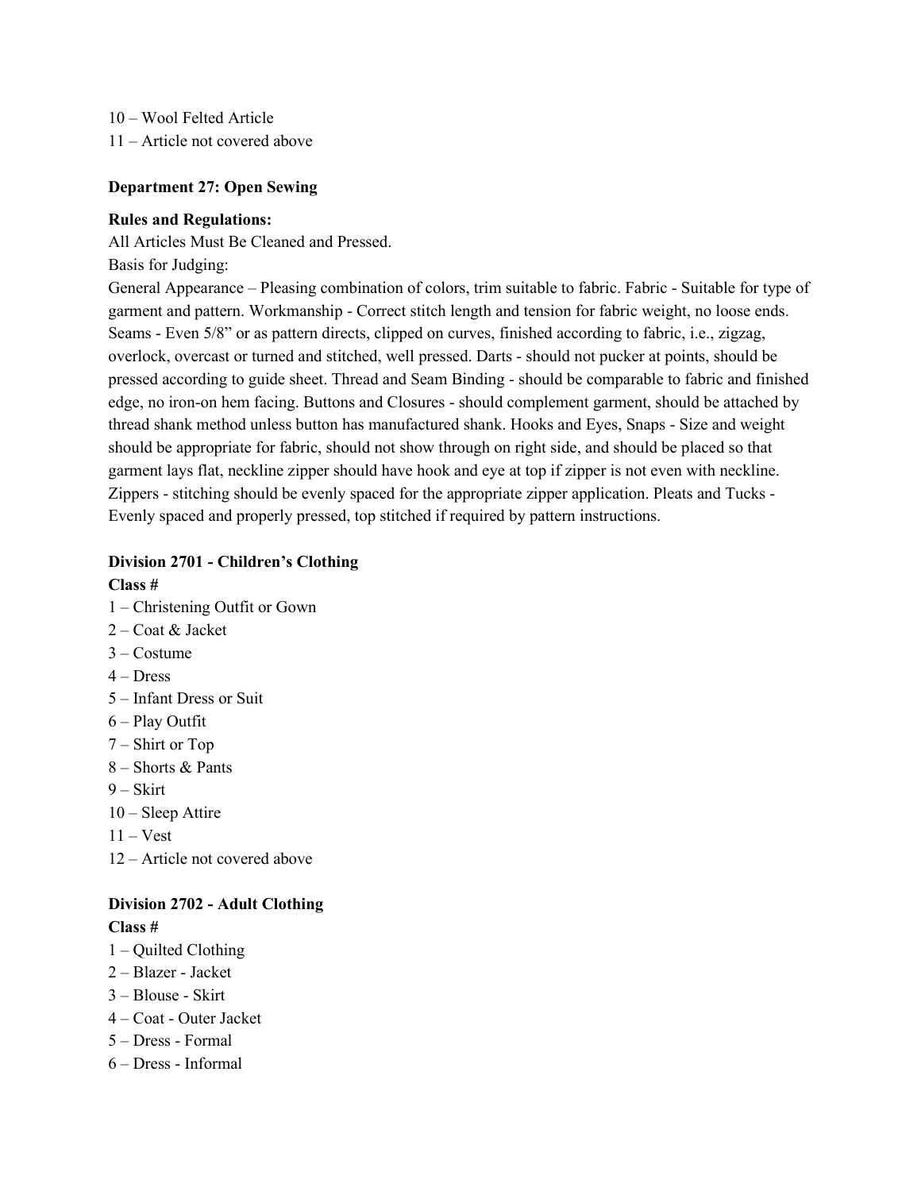10 – Wool Felted Article
11 – Article not covered above

**Department 27: Open Sewing**

**Rules and Regulations:**
All Articles Must Be Cleaned and Pressed.
Basis for Judging:
General Appearance – Pleasing combination of colors, trim suitable to fabric. Fabric - Suitable for type of garment and pattern. Workmanship - Correct stitch length and tension for fabric weight, no loose ends. Seams - Even 5/8" or as pattern directs, clipped on curves, finished according to fabric, i.e., zigzag, overlock, overcast or turned and stitched, well pressed. Darts - should not pucker at points, should be pressed according to guide sheet. Thread and Seam Binding - should be comparable to fabric and finished edge, no iron-on hem facing. Buttons and Closures - should complement garment, should be attached by thread shank method unless button has manufactured shank. Hooks and Eyes, Snaps - Size and weight should be appropriate for fabric, should not show through on right side, and should be placed so that garment lays flat, neckline zipper should have hook and eye at top if zipper is not even with neckline. Zippers - stitching should be evenly spaced for the appropriate zipper application. Pleats and Tucks - Evenly spaced and properly pressed, top stitched if required by pattern instructions.

**Division 2701 - Children's Clothing**
**Class #**
1 – Christening Outfit or Gown
2 – Coat & Jacket
3 – Costume
4 – Dress
5 – Infant Dress or Suit
6 – Play Outfit
7 – Shirt or Top
8 – Shorts & Pants
9 – Skirt
10 – Sleep Attire
11 – Vest
12 – Article not covered above

**Division 2702 - Adult Clothing**
**Class #**
1 – Quilted Clothing
2 – Blazer - Jacket
3 – Blouse - Skirt
4 – Coat - Outer Jacket
5 – Dress - Formal
6 – Dress - Informal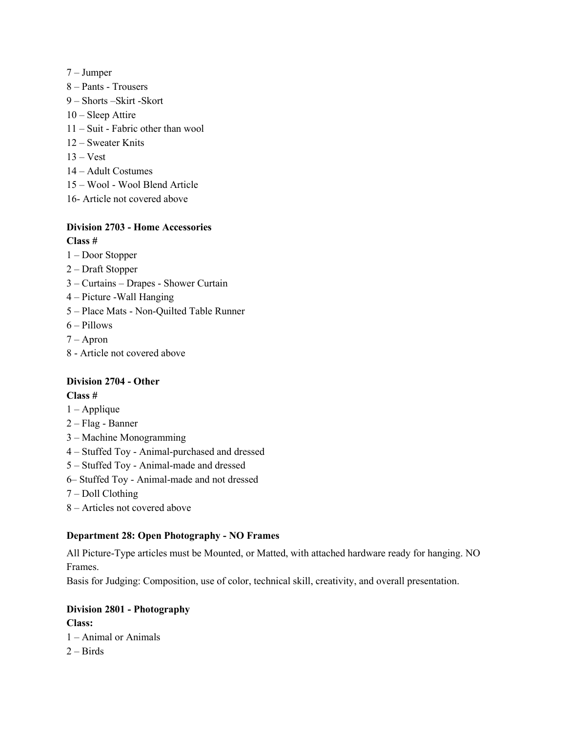7 – Jumper
8 – Pants - Trousers
9 – Shorts –Skirt -Skort
10 – Sleep Attire
11 – Suit - Fabric other than wool
12 – Sweater Knits
13 – Vest
14 – Adult Costumes
15 – Wool - Wool Blend Article
16- Article not covered above

**Division 2703 - Home Accessories**
**Class #**
1 – Door Stopper
2 – Draft Stopper
3 – Curtains – Drapes - Shower Curtain
4 – Picture -Wall Hanging
5 – Place Mats - Non-Quilted Table Runner
6 – Pillows
7 – Apron
8 - Article not covered above

**Division 2704 - Other**
**Class #**
1 – Applique
2 – Flag - Banner
3 – Machine Monogramming
4 – Stuffed Toy - Animal-purchased and dressed
5 – Stuffed Toy - Animal-made and dressed
6– Stuffed Toy - Animal-made and not dressed
7 – Doll Clothing
8 – Articles not covered above

**Department 28: Open Photography - NO Frames**

All Picture-Type articles must be Mounted, or Matted, with attached hardware ready for hanging. NO Frames.
Basis for Judging: Composition, use of color, technical skill, creativity, and overall presentation.

**Division 2801 - Photography**
**Class:**
1 – Animal or Animals
2 – Birds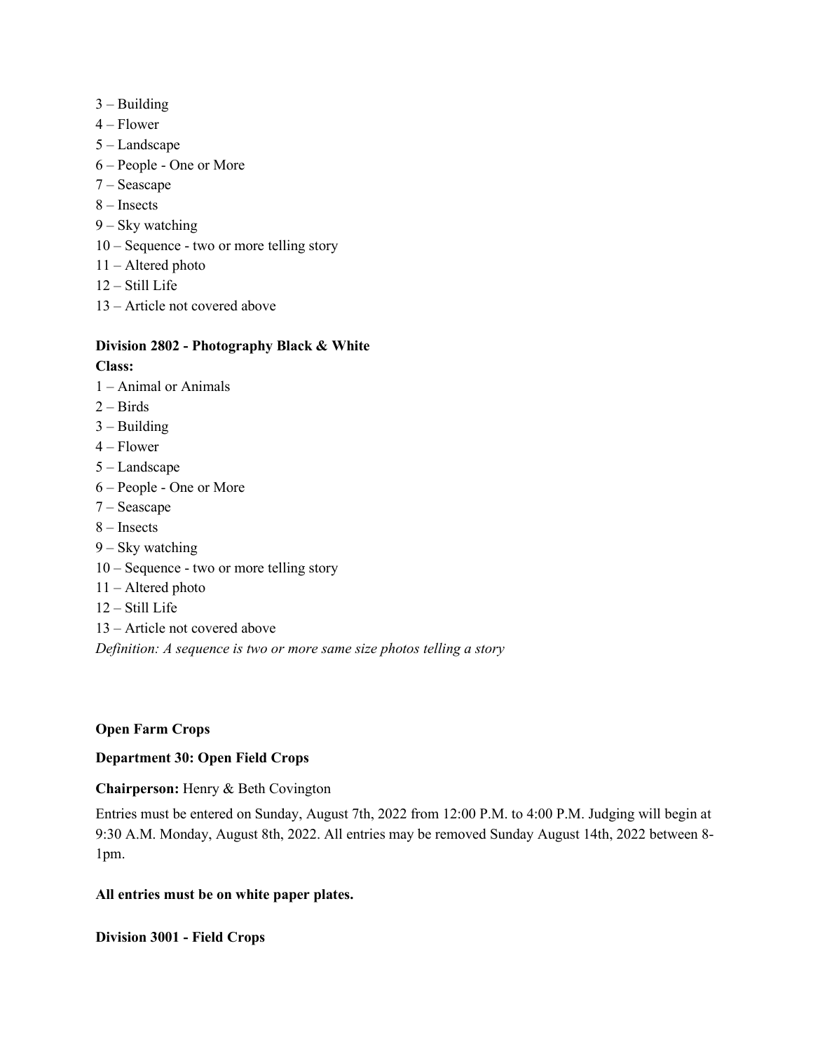3 – Building
4 – Flower
5 – Landscape
6 – People - One or More
7 – Seascape
8 – Insects
9 – Sky watching
10 – Sequence - two or more telling story
11 – Altered photo
12 – Still Life
13 – Article not covered above

**Division 2802 - Photography Black & White**

**Class:**

1 – Animal or Animals
2 – Birds
3 – Building
4 – Flower
5 – Landscape
6 – People - One or More
7 – Seascape
8 – Insects
9 – Sky watching
10 – Sequence - two or more telling story
11 – Altered photo
12 – Still Life
13 – Article not covered above

*Definition: A sequence is two or more same size photos telling a story*

**Open Farm Crops**

**Department 30: Open Field Crops**

**Chairperson:** Henry & Beth Covington

Entries must be entered on Sunday, August 7th, 2022 from 12:00 P.M. to 4:00 P.M. Judging will begin at 9:30 A.M. Monday, August 8th, 2022. All entries may be removed Sunday August 14th, 2022 between 8-1pm.

**All entries must be on white paper plates.**

**Division 3001 - Field Crops**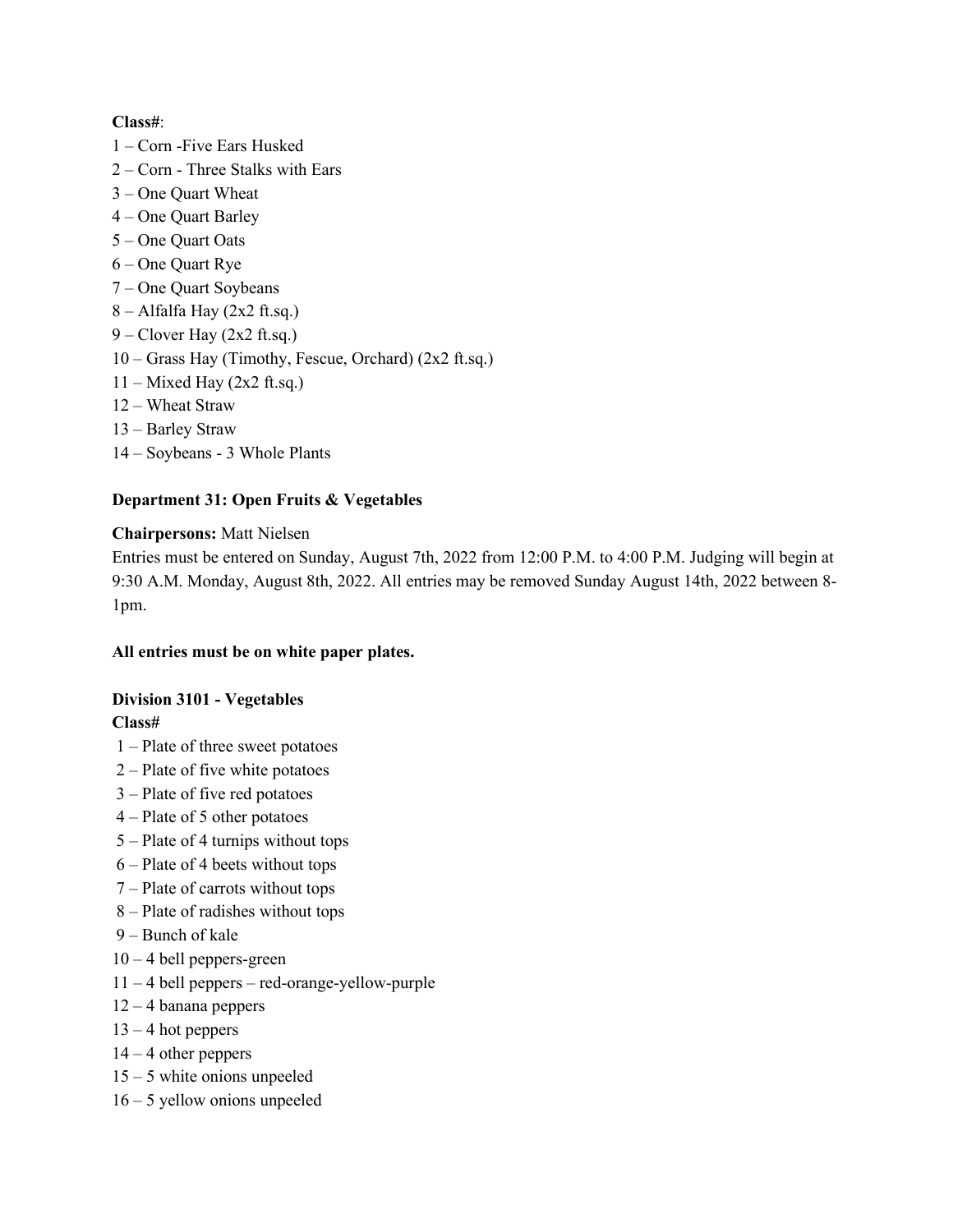**Class#**:

1 – Corn -Five Ears Husked
2 – Corn - Three Stalks with Ears
3 – One Quart Wheat
4 – One Quart Barley
5 – One Quart Oats
6 – One Quart Rye
7 – One Quart Soybeans
8 – Alfalfa Hay (2x2 ft.sq.)
9 – Clover Hay (2x2 ft.sq.)
10 – Grass Hay (Timothy, Fescue, Orchard) (2x2 ft.sq.)
11 – Mixed Hay (2x2 ft.sq.)
12 – Wheat Straw
13 – Barley Straw
14 – Soybeans - 3 Whole Plants

## Department 31: Open Fruits & Vegetables

**Chairpersons:** Matt Nielsen

Entries must be entered on Sunday, August 7th, 2022 from 12:00 P.M. to 4:00 P.M. Judging will begin at 9:30 A.M. Monday, August 8th, 2022. All entries may be removed Sunday August 14th, 2022 between 8-1pm.

**All entries must be on white paper plates.**

### Division 3101 - Vegetables

**Class#**

1 – Plate of three sweet potatoes
2 – Plate of five white potatoes
3 – Plate of five red potatoes
4 – Plate of 5 other potatoes
5 – Plate of 4 turnips without tops
6 – Plate of 4 beets without tops
7 – Plate of carrots without tops
8 – Plate of radishes without tops
9 – Bunch of kale
10 – 4 bell peppers-green
11 – 4 bell peppers – red-orange-yellow-purple
12 – 4 banana peppers
13 – 4 hot peppers
14 – 4 other peppers
15 – 5 white onions unpeeled
16 – 5 yellow onions unpeeled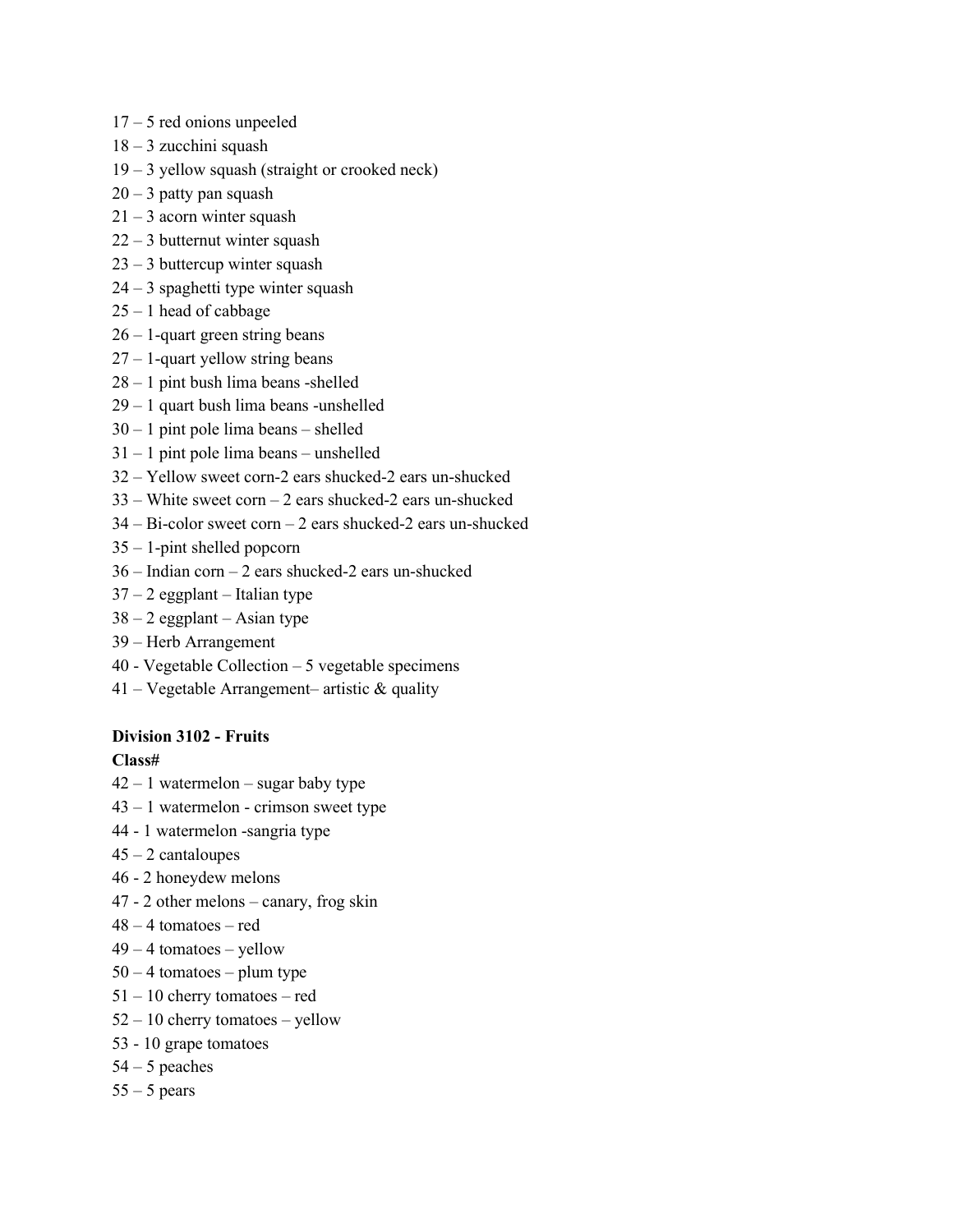17 – 5 red onions unpeeled
18 – 3 zucchini squash
19 – 3 yellow squash (straight or crooked neck)
20 – 3 patty pan squash
21 – 3 acorn winter squash
22 – 3 butternut winter squash
23 – 3 buttercup winter squash
24 – 3 spaghetti type winter squash
25 – 1 head of cabbage
26 – 1-quart green string beans
27 – 1-quart yellow string beans
28 – 1 pint bush lima beans -shelled
29 – 1 quart bush lima beans -unshelled
30 – 1 pint pole lima beans – shelled
31 – 1 pint pole lima beans – unshelled
32 – Yellow sweet corn-2 ears shucked-2 ears un-shucked
33 – White sweet corn – 2 ears shucked-2 ears un-shucked
34 – Bi-color sweet corn – 2 ears shucked-2 ears un-shucked
35 – 1-pint shelled popcorn
36 – Indian corn – 2 ears shucked-2 ears un-shucked
37 – 2 eggplant – Italian type
38 – 2 eggplant – Asian type
39 – Herb Arrangement
40 - Vegetable Collection – 5 vegetable specimens
41 – Vegetable Arrangement– artistic & quality

**Division 3102 - Fruits**

**Class#**

42 – 1 watermelon – sugar baby type
43 – 1 watermelon - crimson sweet type
44 - 1 watermelon -sangria type
45 – 2 cantaloupes
46 - 2 honeydew melons
47 - 2 other melons – canary, frog skin
48 – 4 tomatoes – red
49 – 4 tomatoes – yellow
50 – 4 tomatoes – plum type
51 – 10 cherry tomatoes – red
52 – 10 cherry tomatoes – yellow
53 - 10 grape tomatoes
54 – 5 peaches
55 – 5 pears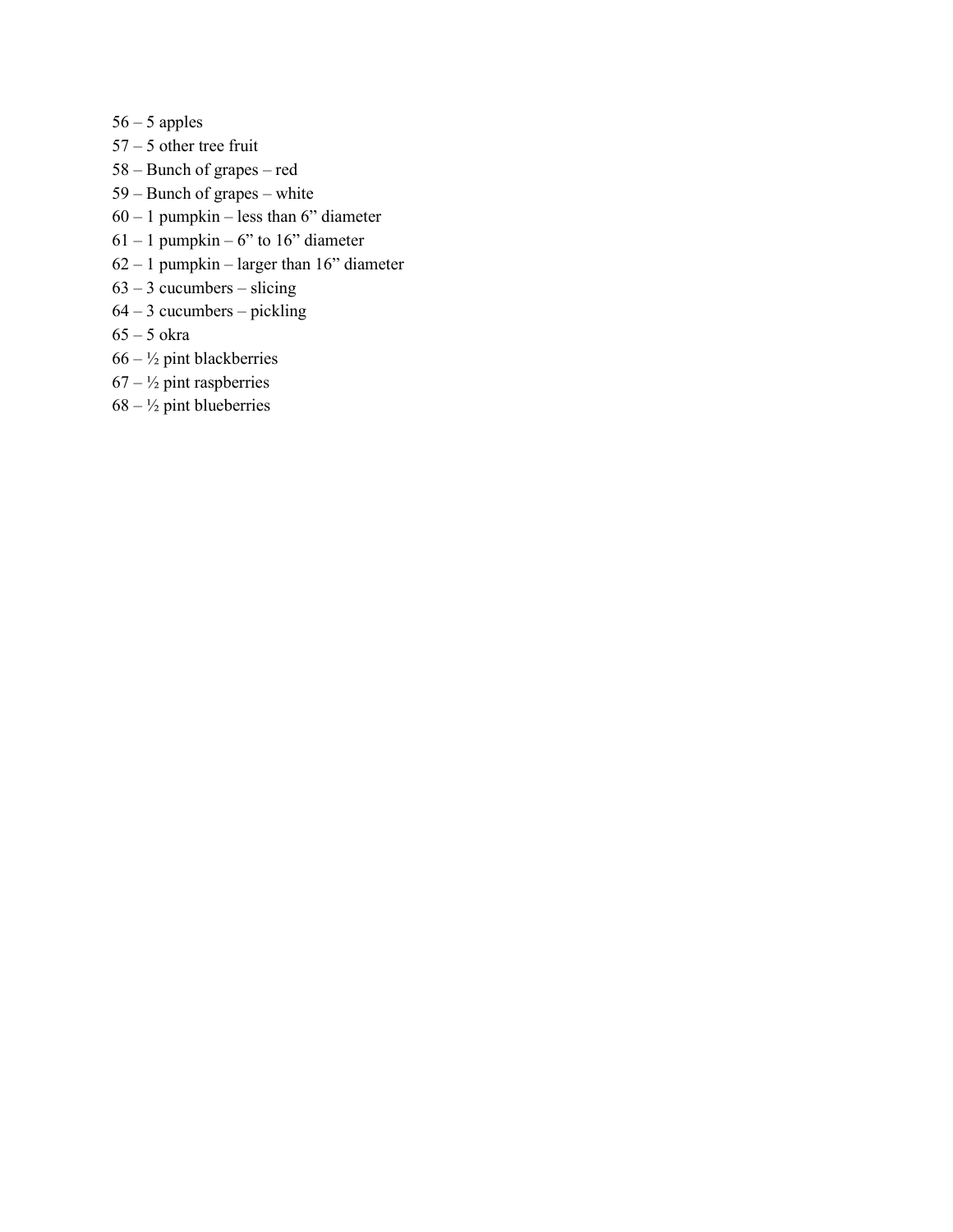56 – 5 apples
57 – 5 other tree fruit
58 – Bunch of grapes – red
59 – Bunch of grapes – white
60 – 1 pumpkin – less than 6” diameter
61 – 1 pumpkin – 6” to 16” diameter
62 – 1 pumpkin – larger than 16” diameter
63 – 3 cucumbers – slicing
64 – 3 cucumbers – pickling
65 – 5 okra
66 – ½ pint blackberries
67 – ½ pint raspberries
68 – ½ pint blueberries